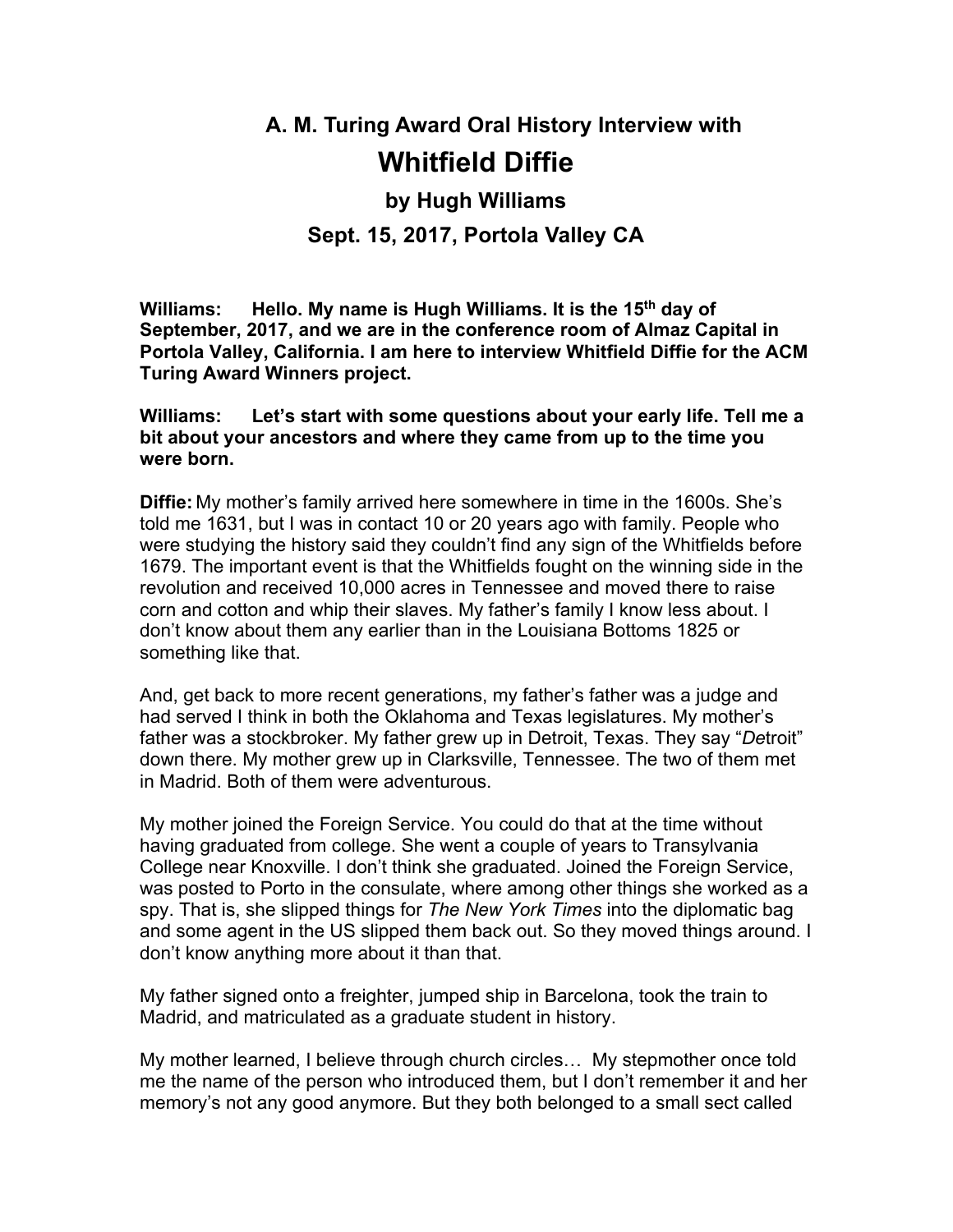# A. M. Turing Award Oral History Interview with

# Whitfield Diffie

### by Hugh Williams

### Sept. 15, 2017, Portola Valley CA

**Williams: Hello. My name is Hugh Williams. It is the 15th day of September, 2017, and we are in the conference room of Almaz Capital in Portola Valley, California. I am here to interview Whitfield Diffie for the ACM Turing Award Winners project.**

**Williams: Let's start with some questions about your early life. Tell me a bit about your ancestors and where they came from up to the time you were born.**

**Diffie:** My mother's family arrived here somewhere in time in the 1600s. She's told me 1631, but I was in contact 10 or 20 years ago with family. People who were studying the history said they couldn't find any sign of the Whitfields before 1679. The important event is that the Whitfields fought on the winning side in the revolution and received 10,000 acres in Tennessee and moved there to raise corn and cotton and whip their slaves. My father's family I know less about. I don't know about them any earlier than in the Louisiana Bottoms 1825 or something like that.

And, get back to more recent generations, my father's father was a judge and had served I think in both the Oklahoma and Texas legislatures. My mother's father was a stockbroker. My father grew up in Detroit, Texas. They say "*De*troit" down there. My mother grew up in Clarksville, Tennessee. The two of them met in Madrid. Both of them were adventurous.

My mother joined the Foreign Service. You could do that at the time without having graduated from college. She went a couple of years to Transylvania College near Knoxville. I don't think she graduated. Joined the Foreign Service, was posted to Porto in the consulate, where among other things she worked as a spy. That is, she slipped things for *The New York Times* into the diplomatic bag and some agent in the US slipped them back out. So they moved things around. I don't know anything more about it than that.

My father signed onto a freighter, jumped ship in Barcelona, took the train to Madrid, and matriculated as a graduate student in history.

My mother learned, I believe through church circles… My stepmother once told me the name of the person who introduced them, but I don't remember it and her memory's not any good anymore. But they both belonged to a small sect called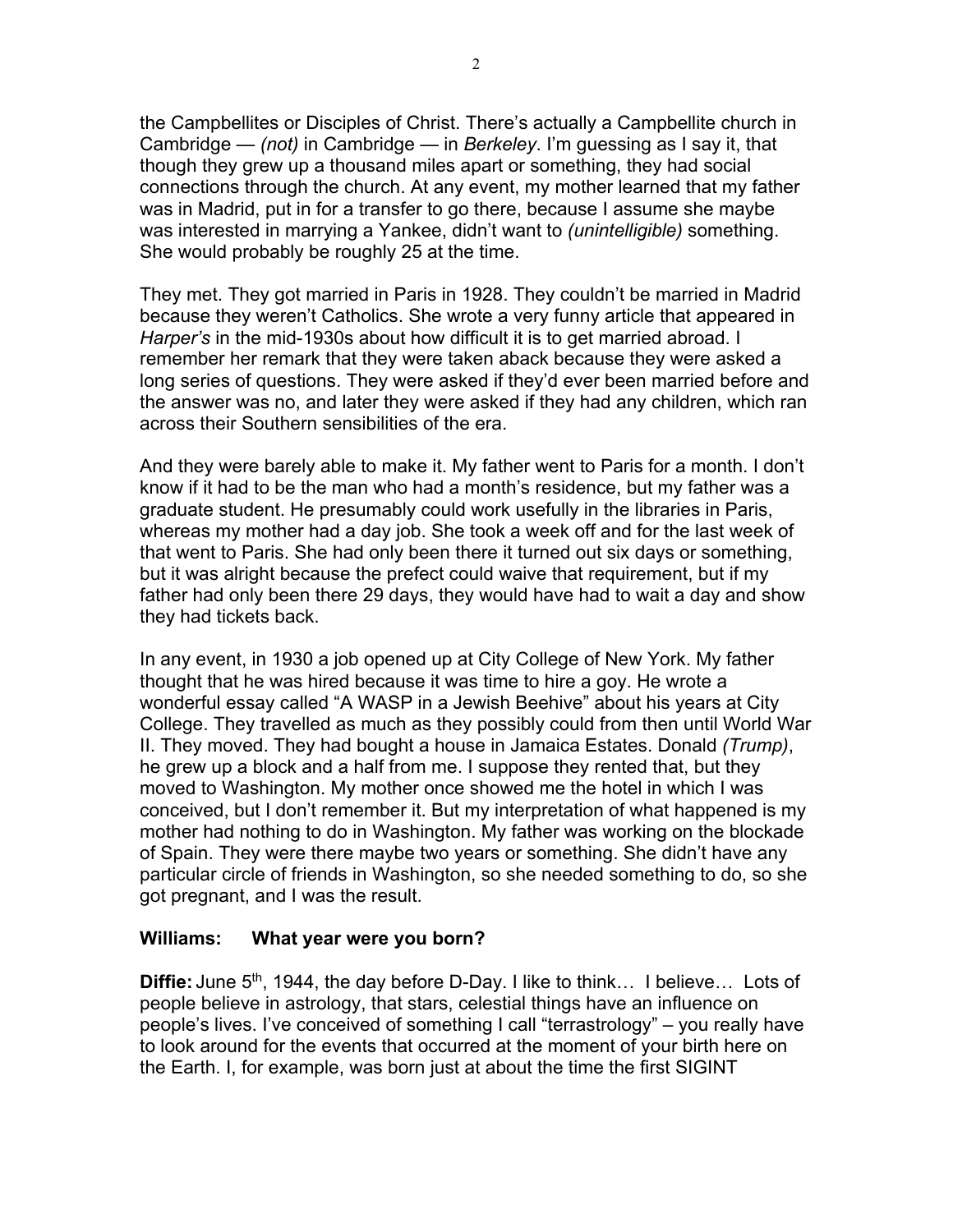the Campbellites or Disciples of Christ. There's actually a Campbellite church in Cambridge — *(not)* in Cambridge — in *Berkeley*. I'm guessing as I say it, that though they grew up a thousand miles apart or something, they had social connections through the church. At any event, my mother learned that my father was in Madrid, put in for a transfer to go there, because I assume she maybe was interested in marrying a Yankee, didn't want to *(unintelligible)* something. She would probably be roughly 25 at the time.

They met. They got married in Paris in 1928. They couldn't be married in Madrid because they weren't Catholics. She wrote a very funny article that appeared in *Harper's* in the mid-1930s about how difficult it is to get married abroad. I remember her remark that they were taken aback because they were asked a long series of questions. They were asked if they'd ever been married before and the answer was no, and later they were asked if they had any children, which ran across their Southern sensibilities of the era.

And they were barely able to make it. My father went to Paris for a month. I don't know if it had to be the man who had a month's residence, but my father was a graduate student. He presumably could work usefully in the libraries in Paris, whereas my mother had a day job. She took a week off and for the last week of that went to Paris. She had only been there it turned out six days or something, but it was alright because the prefect could waive that requirement, but if my father had only been there 29 days, they would have had to wait a day and show they had tickets back.

In any event, in 1930 a job opened up at City College of New York. My father thought that he was hired because it was time to hire a goy. He wrote a wonderful essay called "A WASP in a Jewish Beehive" about his years at City College. They travelled as much as they possibly could from then until World War II. They moved. They had bought a house in Jamaica Estates. Donald *(Trump)*, he grew up a block and a half from me. I suppose they rented that, but they moved to Washington. My mother once showed me the hotel in which I was conceived, but I don't remember it. But my interpretation of what happened is my mother had nothing to do in Washington. My father was working on the blockade of Spain. They were there maybe two years or something. She didn't have any particular circle of friends in Washington, so she needed something to do, so she got pregnant, and I was the result.

**Williams: What year were you born?**

**Diffie:** June 5th, 1944, the day before D-Day. I like to think… I believe… Lots of people believe in astrology, that stars, celestial things have an influence on people's lives. I've conceived of something I call "terrastrology" – you really have to look around for the events that occurred at the moment of your birth here on the Earth. I, for example, was born just at about the time the first SIGINT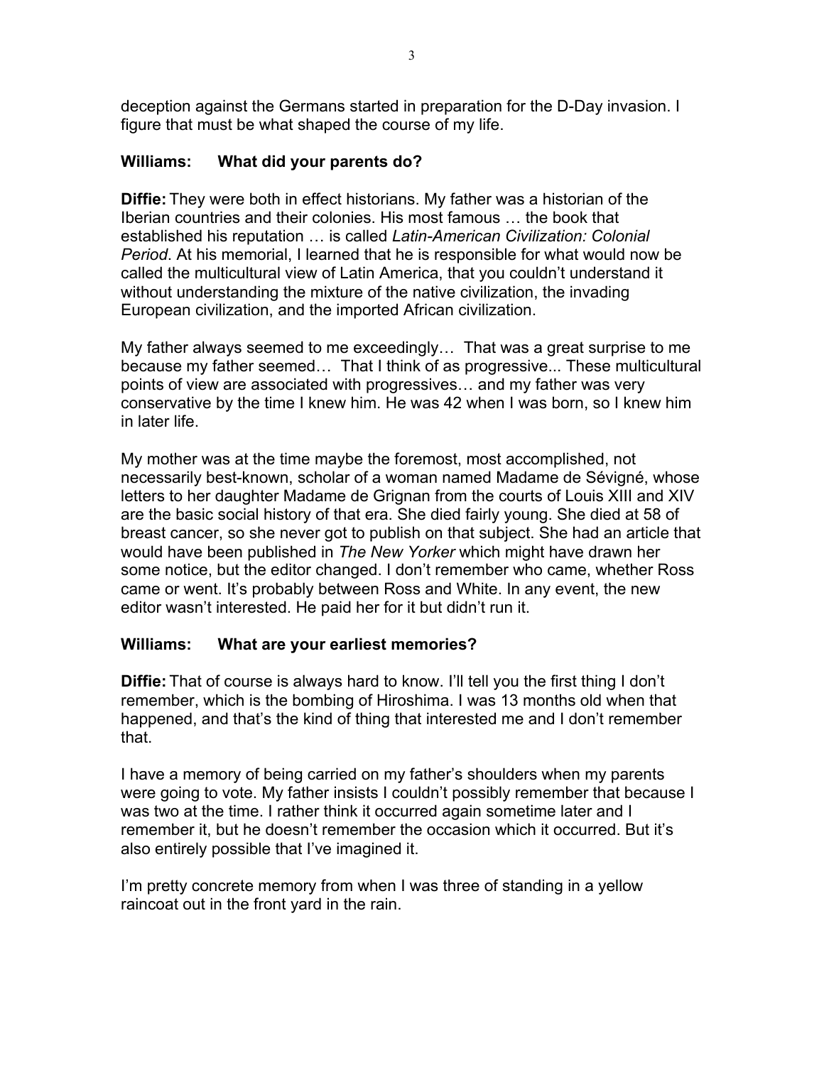deception against the Germans started in preparation for the D-Day invasion. I figure that must be what shaped the course of my life.

**Williams: What did your parents do?**

**Diffie:** They were both in effect historians. My father was a historian of the Iberian countries and their colonies. His most famous … the book that established his reputation … is called *Latin-American Civilization: Colonial Period*. At his memorial, I learned that he is responsible for what would now be called the multicultural view of Latin America, that you couldn't understand it without understanding the mixture of the native civilization, the invading European civilization, and the imported African civilization.

My father always seemed to me exceedingly… That was a great surprise to me because my father seemed… That I think of as progressive... These multicultural points of view are associated with progressives… and my father was very conservative by the time I knew him. He was 42 when I was born, so I knew him in later life.

My mother was at the time maybe the foremost, most accomplished, not necessarily best-known, scholar of a woman named Madame de Sévigné, whose letters to her daughter Madame de Grignan from the courts of Louis XIII and XIV are the basic social history of that era. She died fairly young. She died at 58 of breast cancer, so she never got to publish on that subject. She had an article that would have been published in *The New Yorker* which might have drawn her some notice, but the editor changed. I don't remember who came, whether Ross came or went. It's probably between Ross and White. In any event, the new editor wasn't interested. He paid her for it but didn't run it.

**Williams: What are your earliest memories?**

**Diffie:** That of course is always hard to know. I'll tell you the first thing I don't remember, which is the bombing of Hiroshima. I was 13 months old when that happened, and that's the kind of thing that interested me and I don't remember that.

I have a memory of being carried on my father's shoulders when my parents were going to vote. My father insists I couldn't possibly remember that because I was two at the time. I rather think it occurred again sometime later and I remember it, but he doesn't remember the occasion which it occurred. But it's also entirely possible that I've imagined it.

I'm pretty concrete memory from when I was three of standing in a yellow raincoat out in the front yard in the rain.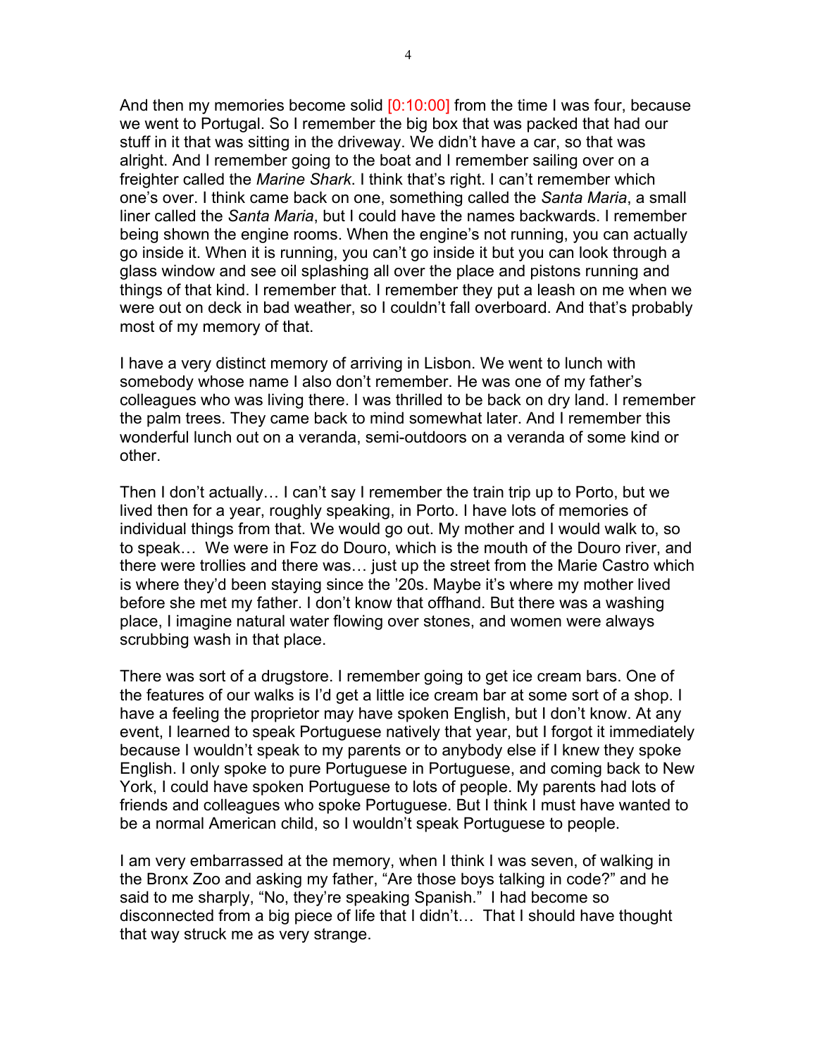And then my memories become solid [0:10:00] from the time I was four, because we went to Portugal. So I remember the big box that was packed that had our stuff in it that was sitting in the driveway. We didn't have a car, so that was alright. And I remember going to the boat and I remember sailing over on a freighter called the *Marine Shark*. I think that's right. I can't remember which one's over. I think came back on one, something called the *Santa Maria*, a small liner called the *Santa Maria*, but I could have the names backwards. I remember being shown the engine rooms. When the engine's not running, you can actually go inside it. When it is running, you can't go inside it but you can look through a glass window and see oil splashing all over the place and pistons running and things of that kind. I remember that. I remember they put a leash on me when we were out on deck in bad weather, so I couldn't fall overboard. And that's probably most of my memory of that.

I have a very distinct memory of arriving in Lisbon. We went to lunch with somebody whose name I also don't remember. He was one of my father's colleagues who was living there. I was thrilled to be back on dry land. I remember the palm trees. They came back to mind somewhat later. And I remember this wonderful lunch out on a veranda, semi-outdoors on a veranda of some kind or other.

Then I don't actually… I can't say I remember the train trip up to Porto, but we lived then for a year, roughly speaking, in Porto. I have lots of memories of individual things from that. We would go out. My mother and I would walk to, so to speak… We were in Foz do Douro, which is the mouth of the Douro river, and there were trollies and there was… just up the street from the Marie Castro which is where they'd been staying since the '20s. Maybe it's where my mother lived before she met my father. I don't know that offhand. But there was a washing place, I imagine natural water flowing over stones, and women were always scrubbing wash in that place.

There was sort of a drugstore. I remember going to get ice cream bars. One of the features of our walks is I'd get a little ice cream bar at some sort of a shop. I have a feeling the proprietor may have spoken English, but I don't know. At any event, I learned to speak Portuguese natively that year, but I forgot it immediately because I wouldn't speak to my parents or to anybody else if I knew they spoke English. I only spoke to pure Portuguese in Portuguese, and coming back to New York, I could have spoken Portuguese to lots of people. My parents had lots of friends and colleagues who spoke Portuguese. But I think I must have wanted to be a normal American child, so I wouldn't speak Portuguese to people.

I am very embarrassed at the memory, when I think I was seven, of walking in the Bronx Zoo and asking my father, "Are those boys talking in code?" and he said to me sharply, "No, they're speaking Spanish." I had become so disconnected from a big piece of life that I didn't… That I should have thought that way struck me as very strange.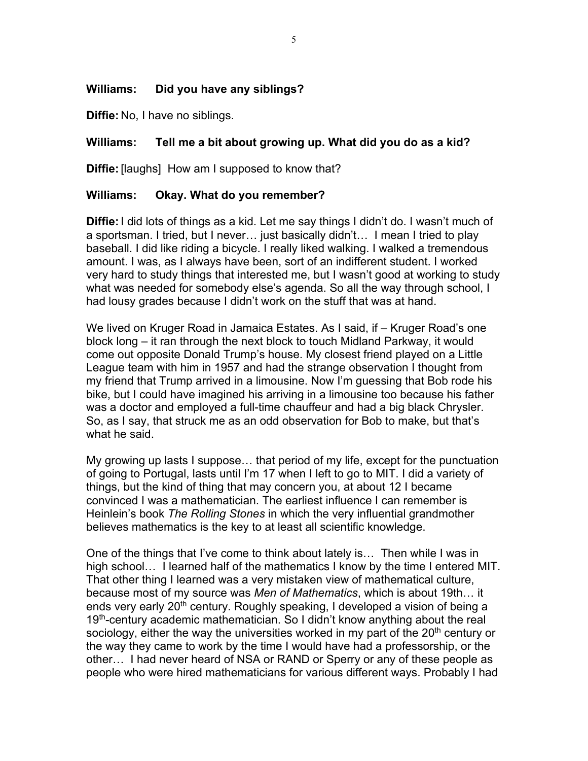**Williams: Did you have any siblings?**

**Diffie:** No, I have no siblings.

**Williams: Tell me a bit about growing up. What did you do as a kid?**

**Diffie:** [laughs] How am I supposed to know that?

**Williams: Okay. What do you remember?**

**Diffie:** I did lots of things as a kid. Let me say things I didn't do. I wasn't much of a sportsman. I tried, but I never… just basically didn't… I mean I tried to play baseball. I did like riding a bicycle. I really liked walking. I walked a tremendous amount. I was, as I always have been, sort of an indifferent student. I worked very hard to study things that interested me, but I wasn't good at working to study what was needed for somebody else's agenda. So all the way through school, I had lousy grades because I didn't work on the stuff that was at hand.

We lived on Kruger Road in Jamaica Estates. As I said, if – Kruger Road's one block long – it ran through the next block to touch Midland Parkway, it would come out opposite Donald Trump's house. My closest friend played on a Little League team with him in 1957 and had the strange observation I thought from my friend that Trump arrived in a limousine. Now I'm guessing that Bob rode his bike, but I could have imagined his arriving in a limousine too because his father was a doctor and employed a full-time chauffeur and had a big black Chrysler. So, as I say, that struck me as an odd observation for Bob to make, but that's what he said.

My growing up lasts I suppose… that period of my life, except for the punctuation of going to Portugal, lasts until I'm 17 when I left to go to MIT. I did a variety of things, but the kind of thing that may concern you, at about 12 I became convinced I was a mathematician. The earliest influence I can remember is Heinlein's book *The Rolling Stones* in which the very influential grandmother believes mathematics is the key to at least all scientific knowledge.

One of the things that I've come to think about lately is… Then while I was in high school… I learned half of the mathematics I know by the time I entered MIT. That other thing I learned was a very mistaken view of mathematical culture, because most of my source was *Men of Mathematics*, which is about 19th… it ends very early 20th century. Roughly speaking, I developed a vision of being a 19th-century academic mathematician. So I didn't know anything about the real sociology, either the way the universities worked in my part of the 20th century or the way they came to work by the time I would have had a professorship, or the other… I had never heard of NSA or RAND or Sperry or any of these people as people who were hired mathematicians for various different ways. Probably I had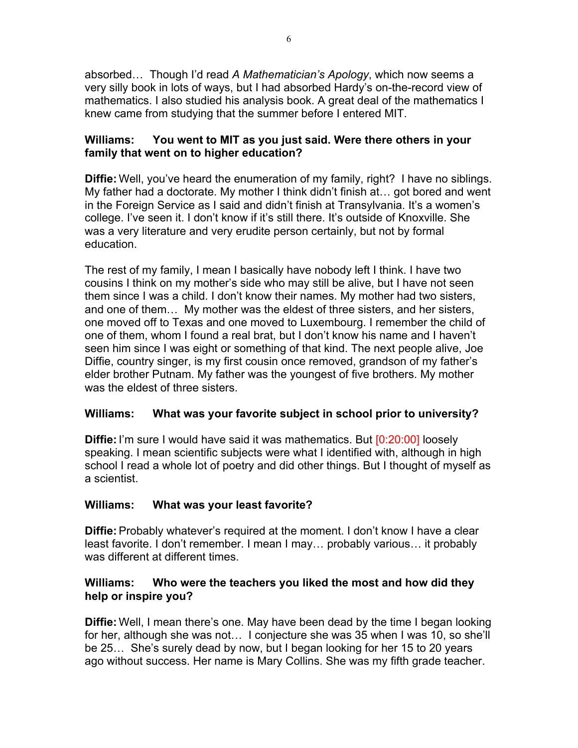absorbed… Though I'd read *A Mathematician's Apology*, which now seems a very silly book in lots of ways, but I had absorbed Hardy's on-the-record view of mathematics. I also studied his analysis book. A great deal of the mathematics I knew came from studying that the summer before I entered MIT.

**Williams: You went to MIT as you just said. Were there others in your family that went on to higher education?**

**Diffie:** Well, you've heard the enumeration of my family, right? I have no siblings. My father had a doctorate. My mother I think didn't finish at… got bored and went in the Foreign Service as I said and didn't finish at Transylvania. It's a women's college. I've seen it. I don't know if it's still there. It's outside of Knoxville. She was a very literature and very erudite person certainly, but not by formal education.

The rest of my family, I mean I basically have nobody left I think. I have two cousins I think on my mother's side who may still be alive, but I have not seen them since I was a child. I don't know their names. My mother had two sisters, and one of them… My mother was the eldest of three sisters, and her sisters, one moved off to Texas and one moved to Luxembourg. I remember the child of one of them, whom I found a real brat, but I don't know his name and I haven't seen him since I was eight or something of that kind. The next people alive, Joe Diffie, country singer, is my first cousin once removed, grandson of my father's elder brother Putnam. My father was the youngest of five brothers. My mother was the eldest of three sisters.

**Williams: What was your favorite subject in school prior to university?**

**Diffie:** I'm sure I would have said it was mathematics. But [0:20:00] loosely speaking. I mean scientific subjects were what I identified with, although in high school I read a whole lot of poetry and did other things. But I thought of myself as a scientist.

**Williams: What was your least favorite?**

**Diffie:** Probably whatever's required at the moment. I don't know I have a clear least favorite. I don't remember. I mean I may… probably various… it probably was different at different times.

**Williams: Who were the teachers you liked the most and how did they help or inspire you?**

**Diffie:** Well, I mean there's one. May have been dead by the time I began looking for her, although she was not… I conjecture she was 35 when I was 10, so she'll be 25… She's surely dead by now, but I began looking for her 15 to 20 years ago without success. Her name is Mary Collins. She was my fifth grade teacher.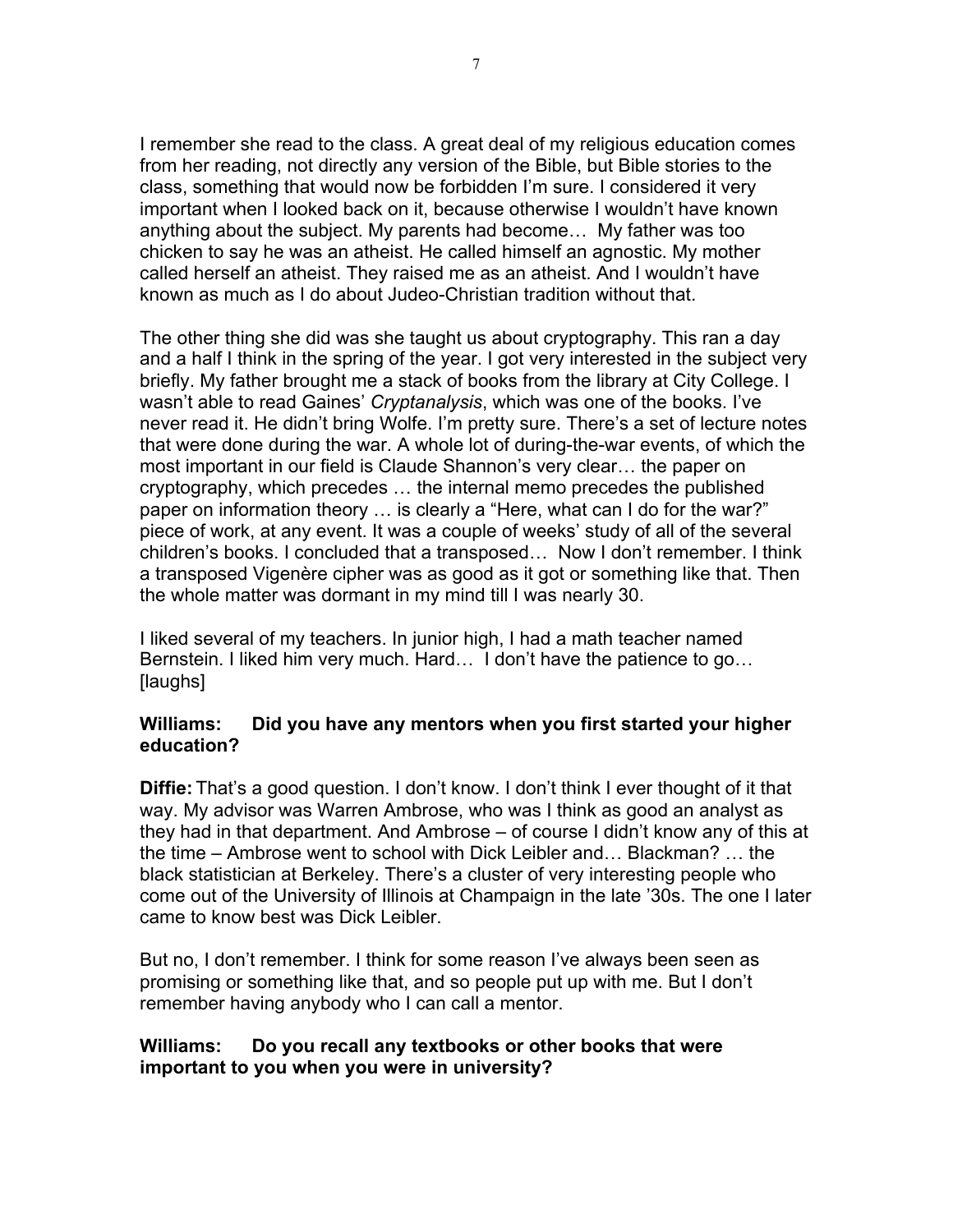I remember she read to the class. A great deal of my religious education comes from her reading, not directly any version of the Bible, but Bible stories to the class, something that would now be forbidden I'm sure. I considered it very important when I looked back on it, because otherwise I wouldn't have known anything about the subject. My parents had become… My father was too chicken to say he was an atheist. He called himself an agnostic. My mother called herself an atheist. They raised me as an atheist. And I wouldn't have known as much as I do about Judeo-Christian tradition without that.

The other thing she did was she taught us about cryptography. This ran a day and a half I think in the spring of the year. I got very interested in the subject very briefly. My father brought me a stack of books from the library at City College. I wasn't able to read Gaines' *Cryptanalysis*, which was one of the books. I've never read it. He didn't bring Wolfe. I'm pretty sure. There's a set of lecture notes that were done during the war. A whole lot of during-the-war events, of which the most important in our field is Claude Shannon's very clear… the paper on cryptography, which precedes … the internal memo precedes the published paper on information theory … is clearly a "Here, what can I do for the war?" piece of work, at any event. It was a couple of weeks' study of all of the several children's books. I concluded that a transposed… Now I don't remember. I think a transposed Vigenère cipher was as good as it got or something like that. Then the whole matter was dormant in my mind till I was nearly 30.

I liked several of my teachers. In junior high, I had a math teacher named Bernstein. I liked him very much. Hard… I don't have the patience to go… [laughs]

**Williams: Did you have any mentors when you first started your higher education?**

**Diffie:** That's a good question. I don't know. I don't think I ever thought of it that way. My advisor was Warren Ambrose, who was I think as good an analyst as they had in that department. And Ambrose – of course I didn't know any of this at the time – Ambrose went to school with Dick Leibler and… Blackman? … the black statistician at Berkeley. There's a cluster of very interesting people who come out of the University of Illinois at Champaign in the late '30s. The one I later came to know best was Dick Leibler.

But no, I don't remember. I think for some reason I've always been seen as promising or something like that, and so people put up with me. But I don't remember having anybody who I can call a mentor.

**Williams: Do you recall any textbooks or other books that were important to you when you were in university?**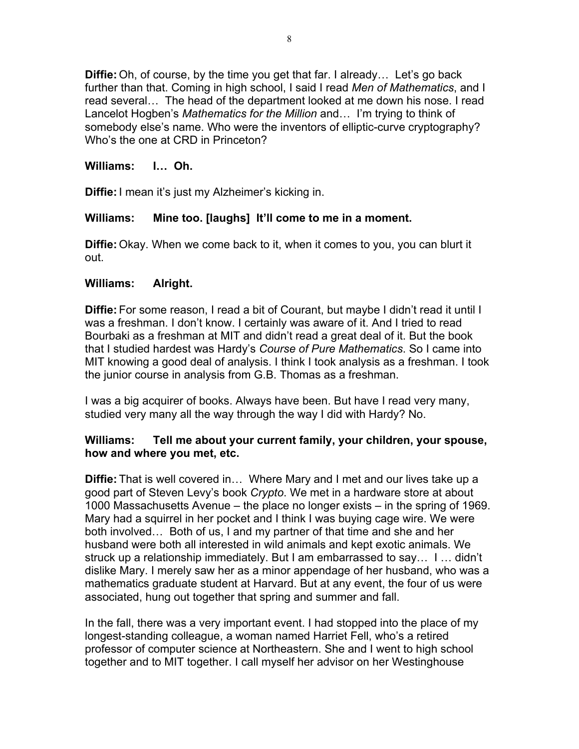**Diffie:** Oh, of course, by the time you get that far. I already… Let's go back further than that. Coming in high school, I said I read *Men of Mathematics*, and I read several… The head of the department looked at me down his nose. I read Lancelot Hogben's *Mathematics for the Million* and… I'm trying to think of somebody else's name. Who were the inventors of elliptic-curve cryptography? Who's the one at CRD in Princeton?

**Williams: I… Oh.**

**Diffie:** I mean it's just my Alzheimer's kicking in.

**Williams: Mine too. [laughs] It'll come to me in a moment.**

**Diffie:** Okay. When we come back to it, when it comes to you, you can blurt it out.

**Williams: Alright.**

**Diffie:** For some reason, I read a bit of Courant, but maybe I didn't read it until I was a freshman. I don't know. I certainly was aware of it. And I tried to read Bourbaki as a freshman at MIT and didn't read a great deal of it. But the book that I studied hardest was Hardy's *Course of Pure Mathematics*. So I came into MIT knowing a good deal of analysis. I think I took analysis as a freshman. I took the junior course in analysis from G.B. Thomas as a freshman.

I was a big acquirer of books. Always have been. But have I read very many, studied very many all the way through the way I did with Hardy? No.

**Williams: Tell me about your current family, your children, your spouse, how and where you met, etc.**

**Diffie:** That is well covered in… Where Mary and I met and our lives take up a good part of Steven Levy's book *Crypto*. We met in a hardware store at about 1000 Massachusetts Avenue – the place no longer exists – in the spring of 1969. Mary had a squirrel in her pocket and I think I was buying cage wire. We were both involved… Both of us, I and my partner of that time and she and her husband were both all interested in wild animals and kept exotic animals. We struck up a relationship immediately. But I am embarrassed to say… I … didn't dislike Mary. I merely saw her as a minor appendage of her husband, who was a mathematics graduate student at Harvard. But at any event, the four of us were associated, hung out together that spring and summer and fall.

In the fall, there was a very important event. I had stopped into the place of my longest-standing colleague, a woman named Harriet Fell, who's a retired professor of computer science at Northeastern. She and I went to high school together and to MIT together. I call myself her advisor on her Westinghouse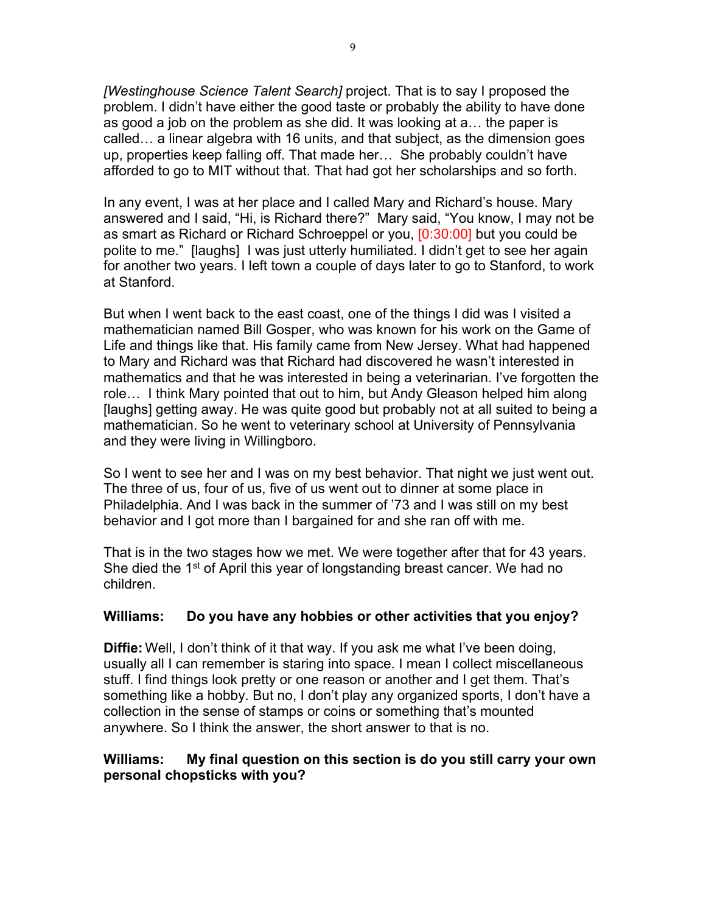*[Westinghouse Science Talent Search]* project. That is to say I proposed the problem. I didn't have either the good taste or probably the ability to have done as good a job on the problem as she did. It was looking at a… the paper is called… a linear algebra with 16 units, and that subject, as the dimension goes up, properties keep falling off. That made her… She probably couldn't have afforded to go to MIT without that. That had got her scholarships and so forth.

In any event, I was at her place and I called Mary and Richard's house. Mary answered and I said, "Hi, is Richard there?" Mary said, "You know, I may not be as smart as Richard or Richard Schroeppel or you, [0:30:00] but you could be polite to me." [laughs] I was just utterly humiliated. I didn't get to see her again for another two years. I left town a couple of days later to go to Stanford, to work at Stanford.

But when I went back to the east coast, one of the things I did was I visited a mathematician named Bill Gosper, who was known for his work on the Game of Life and things like that. His family came from New Jersey. What had happened to Mary and Richard was that Richard had discovered he wasn't interested in mathematics and that he was interested in being a veterinarian. I've forgotten the role… I think Mary pointed that out to him, but Andy Gleason helped him along [laughs] getting away. He was quite good but probably not at all suited to being a mathematician. So he went to veterinary school at University of Pennsylvania and they were living in Willingboro.

So I went to see her and I was on my best behavior. That night we just went out. The three of us, four of us, five of us went out to dinner at some place in Philadelphia. And I was back in the summer of '73 and I was still on my best behavior and I got more than I bargained for and she ran off with me.

That is in the two stages how we met. We were together after that for 43 years. She died the 1st of April this year of longstanding breast cancer. We had no children.

**Williams: Do you have any hobbies or other activities that you enjoy?**

**Diffie:** Well, I don't think of it that way. If you ask me what I've been doing, usually all I can remember is staring into space. I mean I collect miscellaneous stuff. I find things look pretty or one reason or another and I get them. That's something like a hobby. But no, I don't play any organized sports, I don't have a collection in the sense of stamps or coins or something that's mounted anywhere. So I think the answer, the short answer to that is no.

**Williams: My final question on this section is do you still carry your own personal chopsticks with you?**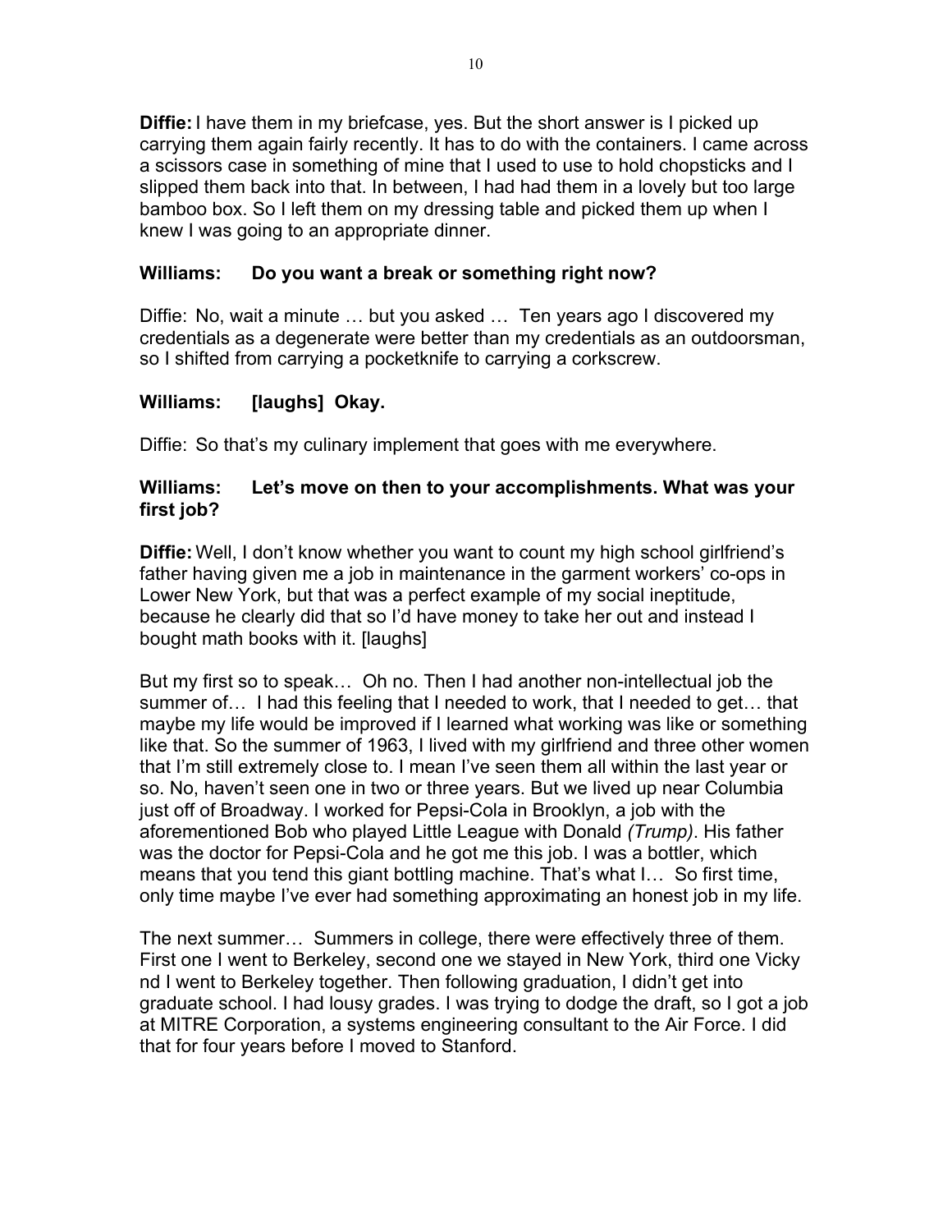**Diffie:** I have them in my briefcase, yes. But the short answer is I picked up carrying them again fairly recently. It has to do with the containers. I came across a scissors case in something of mine that I used to use to hold chopsticks and I slipped them back into that. In between, I had had them in a lovely but too large bamboo box. So I left them on my dressing table and picked them up when I knew I was going to an appropriate dinner.

**Williams: Do you want a break or something right now?**

Diffie: No, wait a minute … but you asked … Ten years ago I discovered my credentials as a degenerate were better than my credentials as an outdoorsman, so I shifted from carrying a pocketknife to carrying a corkscrew.

**Williams: [laughs] Okay.**

Diffie: So that's my culinary implement that goes with me everywhere.

**Williams: Let's move on then to your accomplishments. What was your first job?**

**Diffie:** Well, I don't know whether you want to count my high school girlfriend's father having given me a job in maintenance in the garment workers' co-ops in Lower New York, but that was a perfect example of my social ineptitude, because he clearly did that so I'd have money to take her out and instead I bought math books with it. [laughs]

But my first so to speak… Oh no. Then I had another non-intellectual job the summer of… I had this feeling that I needed to work, that I needed to get… that maybe my life would be improved if I learned what working was like or something like that. So the summer of 1963, I lived with my girlfriend and three other women that I'm still extremely close to. I mean I've seen them all within the last year or so. No, haven't seen one in two or three years. But we lived up near Columbia just off of Broadway. I worked for Pepsi-Cola in Brooklyn, a job with the aforementioned Bob who played Little League with Donald *(Trump)*. His father was the doctor for Pepsi-Cola and he got me this job. I was a bottler, which means that you tend this giant bottling machine. That's what I… So first time, only time maybe I've ever had something approximating an honest job in my life.

The next summer… Summers in college, there were effectively three of them. First one I went to Berkeley, second one we stayed in New York, third one Vicky nd I went to Berkeley together. Then following graduation, I didn't get into graduate school. I had lousy grades. I was trying to dodge the draft, so I got a job at MITRE Corporation, a systems engineering consultant to the Air Force. I did that for four years before I moved to Stanford.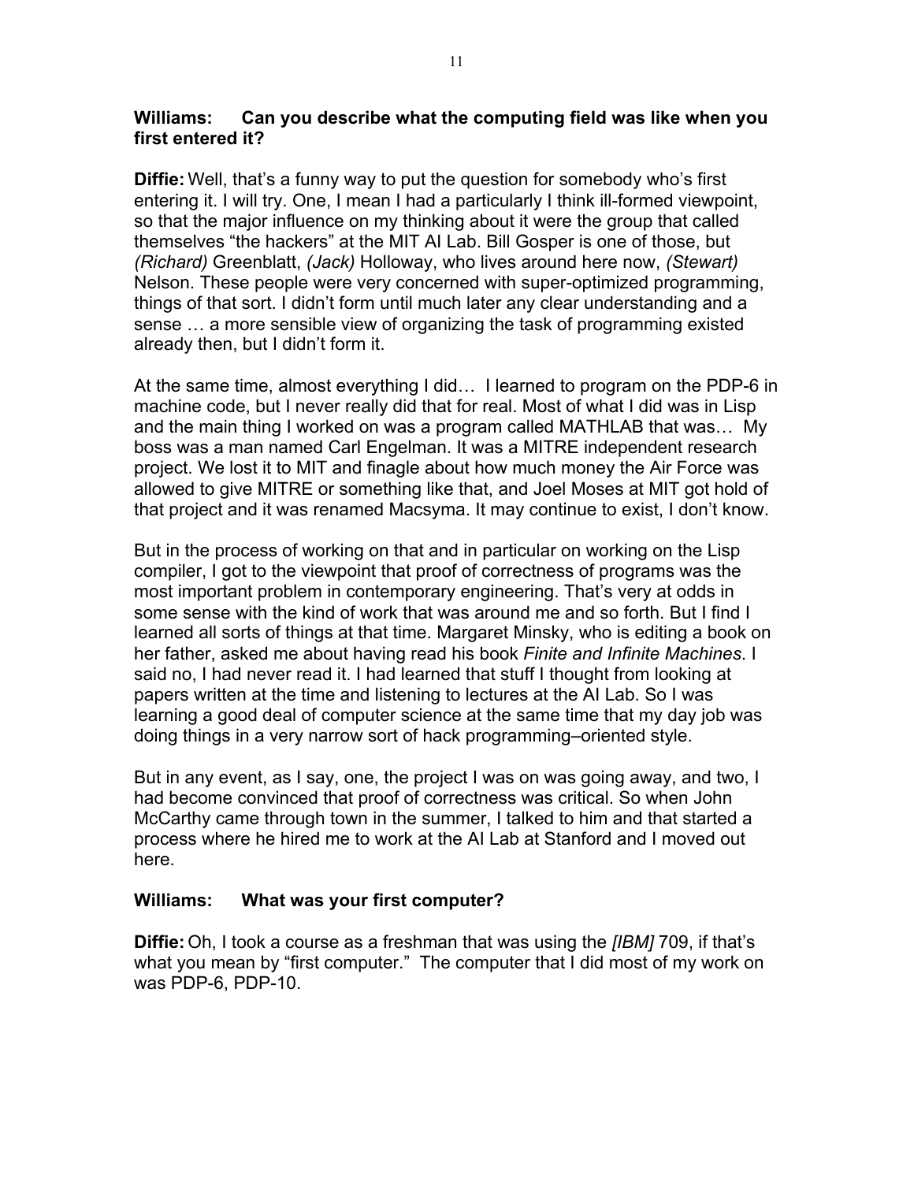**Williams: Can you describe what the computing field was like when you first entered it?**

**Diffie:** Well, that's a funny way to put the question for somebody who's first entering it. I will try. One, I mean I had a particularly I think ill-formed viewpoint, so that the major influence on my thinking about it were the group that called themselves "the hackers" at the MIT AI Lab. Bill Gosper is one of those, but *(Richard)* Greenblatt, *(Jack)* Holloway, who lives around here now, *(Stewart)* Nelson. These people were very concerned with super-optimized programming, things of that sort. I didn't form until much later any clear understanding and a sense … a more sensible view of organizing the task of programming existed already then, but I didn't form it.

At the same time, almost everything I did… I learned to program on the PDP-6 in machine code, but I never really did that for real. Most of what I did was in Lisp and the main thing I worked on was a program called MATHLAB that was… My boss was a man named Carl Engelman. It was a MITRE independent research project. We lost it to MIT and finagle about how much money the Air Force was allowed to give MITRE or something like that, and Joel Moses at MIT got hold of that project and it was renamed Macsyma. It may continue to exist, I don't know.

But in the process of working on that and in particular on working on the Lisp compiler, I got to the viewpoint that proof of correctness of programs was the most important problem in contemporary engineering. That's very at odds in some sense with the kind of work that was around me and so forth. But I find I learned all sorts of things at that time. Margaret Minsky, who is editing a book on her father, asked me about having read his book *Finite and Infinite Machines*. I said no, I had never read it. I had learned that stuff I thought from looking at papers written at the time and listening to lectures at the AI Lab. So I was learning a good deal of computer science at the same time that my day job was doing things in a very narrow sort of hack programming–oriented style.

But in any event, as I say, one, the project I was on was going away, and two, I had become convinced that proof of correctness was critical. So when John McCarthy came through town in the summer, I talked to him and that started a process where he hired me to work at the AI Lab at Stanford and I moved out here.

**Williams: What was your first computer?**

**Diffie:** Oh, I took a course as a freshman that was using the *[IBM]* 709, if that's what you mean by "first computer." The computer that I did most of my work on was PDP-6, PDP-10.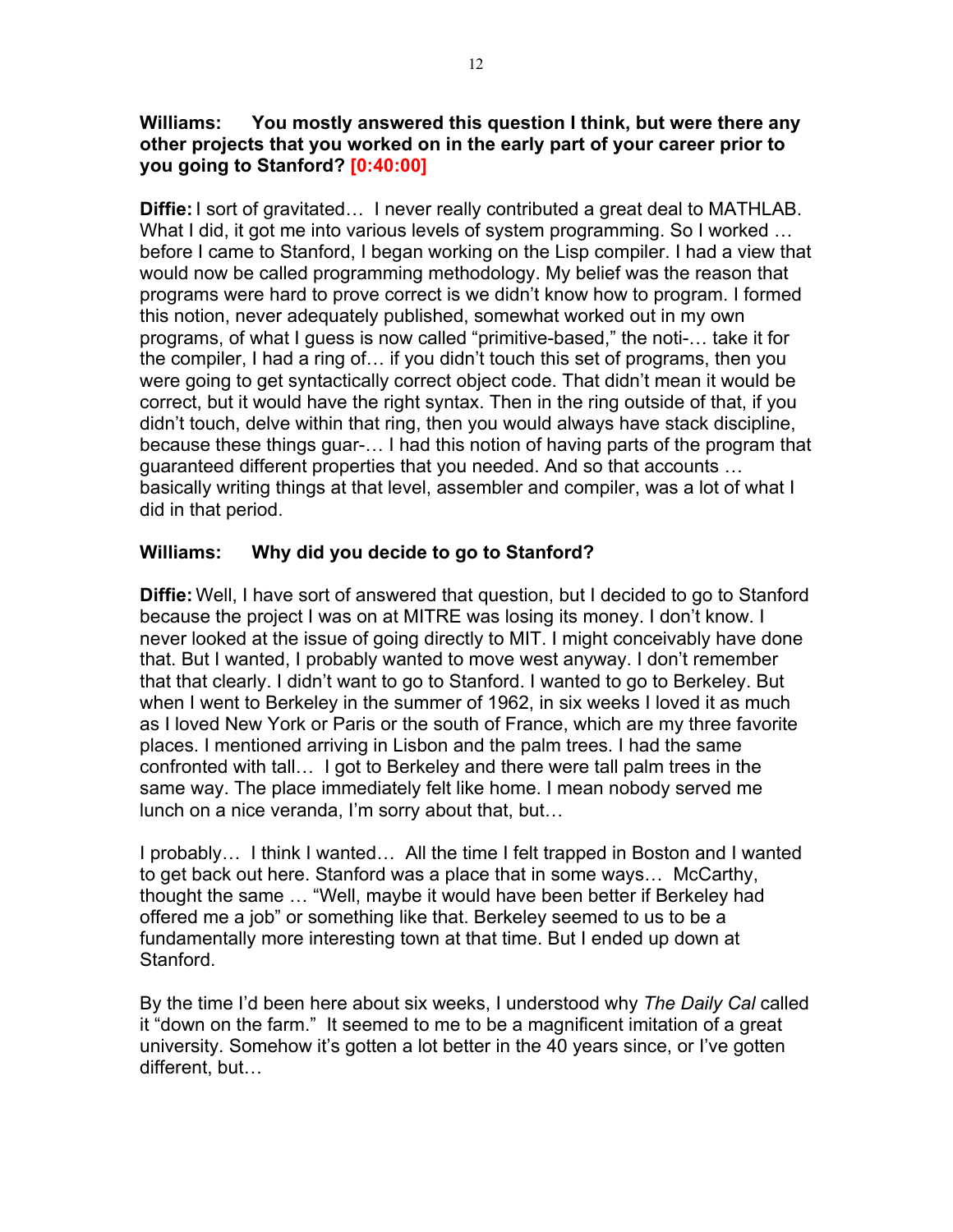**Williams: You mostly answered this question I think, but were there any other projects that you worked on in the early part of your career prior to you going to Stanford? [0:40:00]**

**Diffie:** I sort of gravitated… I never really contributed a great deal to MATHLAB. What I did, it got me into various levels of system programming. So I worked … before I came to Stanford, I began working on the Lisp compiler. I had a view that would now be called programming methodology. My belief was the reason that programs were hard to prove correct is we didn't know how to program. I formed this notion, never adequately published, somewhat worked out in my own programs, of what I guess is now called "primitive-based," the noti-… take it for the compiler, I had a ring of… if you didn't touch this set of programs, then you were going to get syntactically correct object code. That didn't mean it would be correct, but it would have the right syntax. Then in the ring outside of that, if you didn't touch, delve within that ring, then you would always have stack discipline, because these things guar-… I had this notion of having parts of the program that guaranteed different properties that you needed. And so that accounts … basically writing things at that level, assembler and compiler, was a lot of what I did in that period.

**Williams: Why did you decide to go to Stanford?**

**Diffie:** Well, I have sort of answered that question, but I decided to go to Stanford because the project I was on at MITRE was losing its money. I don't know. I never looked at the issue of going directly to MIT. I might conceivably have done that. But I wanted, I probably wanted to move west anyway. I don't remember that that clearly. I didn't want to go to Stanford. I wanted to go to Berkeley. But when I went to Berkeley in the summer of 1962, in six weeks I loved it as much as I loved New York or Paris or the south of France, which are my three favorite places. I mentioned arriving in Lisbon and the palm trees. I had the same confronted with tall… I got to Berkeley and there were tall palm trees in the same way. The place immediately felt like home. I mean nobody served me lunch on a nice veranda, I'm sorry about that, but…

I probably… I think I wanted… All the time I felt trapped in Boston and I wanted to get back out here. Stanford was a place that in some ways… McCarthy, thought the same … "Well, maybe it would have been better if Berkeley had offered me a job" or something like that. Berkeley seemed to us to be a fundamentally more interesting town at that time. But I ended up down at Stanford.

By the time I'd been here about six weeks, I understood why *The Daily Cal* called it "down on the farm." It seemed to me to be a magnificent imitation of a great university. Somehow it's gotten a lot better in the 40 years since, or I've gotten different, but…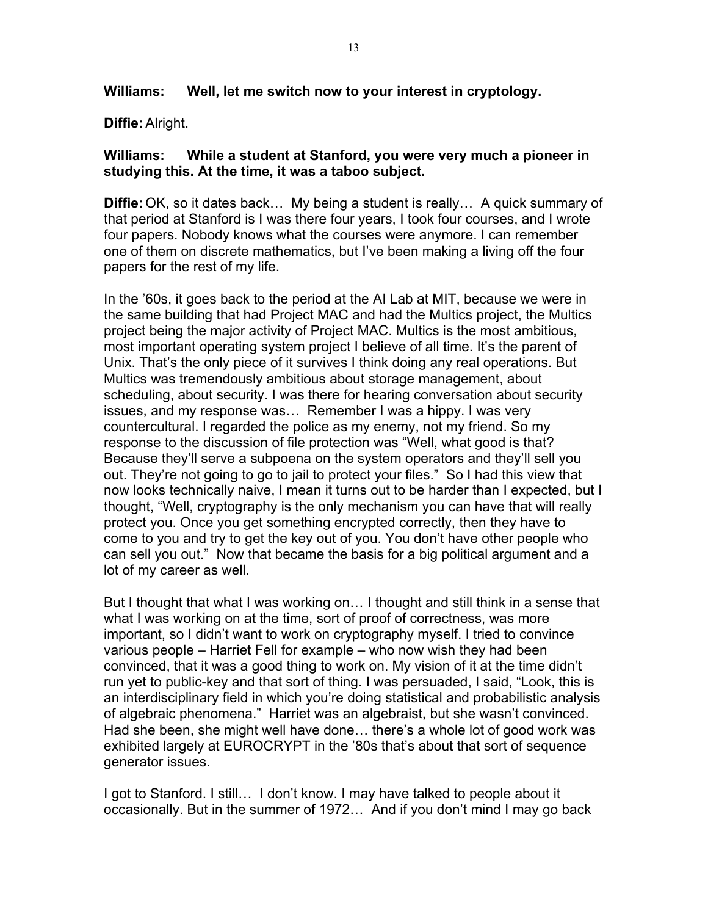**Williams: Well, let me switch now to your interest in cryptology.**

**Diffie:** Alright.

**Williams: While a student at Stanford, you were very much a pioneer in studying this. At the time, it was a taboo subject.**

**Diffie:** OK, so it dates back… My being a student is really… A quick summary of that period at Stanford is I was there four years, I took four courses, and I wrote four papers. Nobody knows what the courses were anymore. I can remember one of them on discrete mathematics, but I've been making a living off the four papers for the rest of my life.

In the '60s, it goes back to the period at the AI Lab at MIT, because we were in the same building that had Project MAC and had the Multics project, the Multics project being the major activity of Project MAC. Multics is the most ambitious, most important operating system project I believe of all time. It's the parent of Unix. That's the only piece of it survives I think doing any real operations. But Multics was tremendously ambitious about storage management, about scheduling, about security. I was there for hearing conversation about security issues, and my response was… Remember I was a hippy. I was very countercultural. I regarded the police as my enemy, not my friend. So my response to the discussion of file protection was "Well, what good is that? Because they'll serve a subpoena on the system operators and they'll sell you out. They're not going to go to jail to protect your files." So I had this view that now looks technically naive, I mean it turns out to be harder than I expected, but I thought, "Well, cryptography is the only mechanism you can have that will really protect you. Once you get something encrypted correctly, then they have to come to you and try to get the key out of you. You don't have other people who can sell you out." Now that became the basis for a big political argument and a lot of my career as well.

But I thought that what I was working on… I thought and still think in a sense that what I was working on at the time, sort of proof of correctness, was more important, so I didn't want to work on cryptography myself. I tried to convince various people – Harriet Fell for example – who now wish they had been convinced, that it was a good thing to work on. My vision of it at the time didn't run yet to public-key and that sort of thing. I was persuaded, I said, "Look, this is an interdisciplinary field in which you're doing statistical and probabilistic analysis of algebraic phenomena." Harriet was an algebraist, but she wasn't convinced. Had she been, she might well have done… there's a whole lot of good work was exhibited largely at EUROCRYPT in the '80s that's about that sort of sequence generator issues.

I got to Stanford. I still… I don't know. I may have talked to people about it occasionally. But in the summer of 1972… And if you don't mind I may go back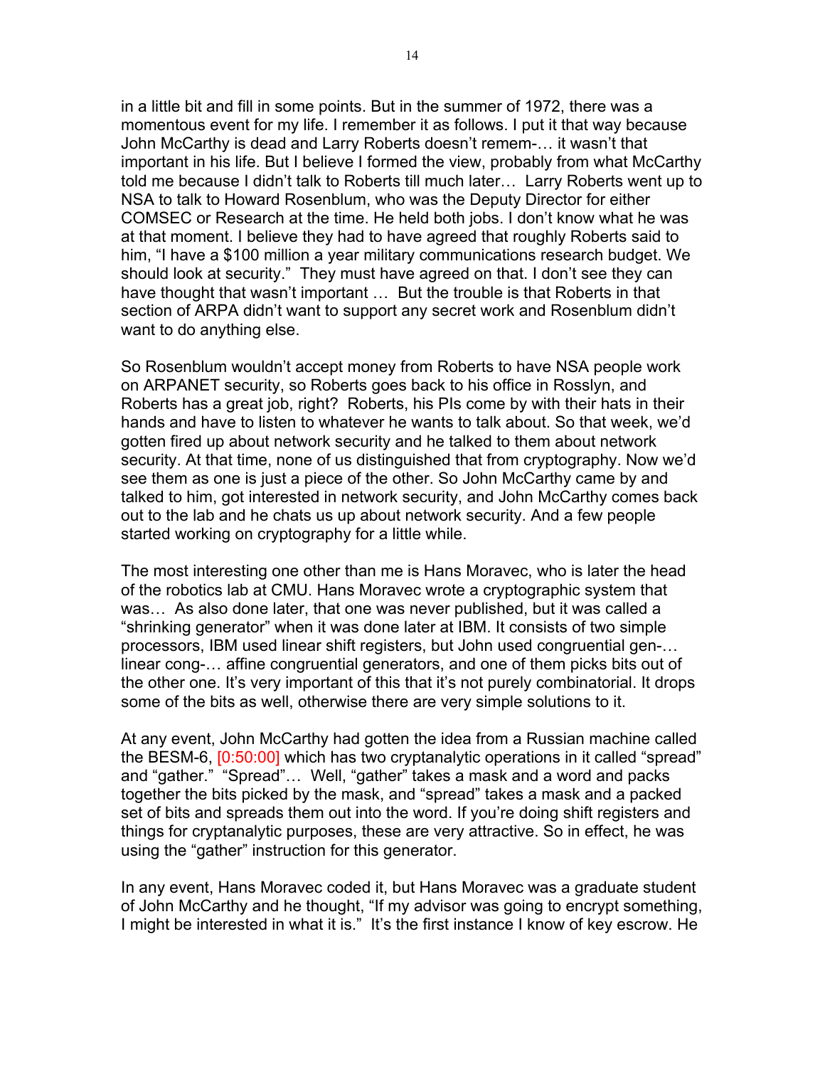in a little bit and fill in some points. But in the summer of 1972, there was a momentous event for my life. I remember it as follows. I put it that way because John McCarthy is dead and Larry Roberts doesn't remem-… it wasn't that important in his life. But I believe I formed the view, probably from what McCarthy told me because I didn't talk to Roberts till much later… Larry Roberts went up to NSA to talk to Howard Rosenblum, who was the Deputy Director for either COMSEC or Research at the time. He held both jobs. I don't know what he was at that moment. I believe they had to have agreed that roughly Roberts said to him, "I have a $100 million a year military communications research budget. We should look at security." They must have agreed on that. I don't see they can have thought that wasn't important … But the trouble is that Roberts in that section of ARPA didn't want to support any secret work and Rosenblum didn't want to do anything else.

So Rosenblum wouldn't accept money from Roberts to have NSA people work on ARPANET security, so Roberts goes back to his office in Rosslyn, and Roberts has a great job, right? Roberts, his PIs come by with their hats in their hands and have to listen to whatever he wants to talk about. So that week, we'd gotten fired up about network security and he talked to them about network security. At that time, none of us distinguished that from cryptography. Now we'd see them as one is just a piece of the other. So John McCarthy came by and talked to him, got interested in network security, and John McCarthy comes back out to the lab and he chats us up about network security. And a few people started working on cryptography for a little while.

The most interesting one other than me is Hans Moravec, who is later the head of the robotics lab at CMU. Hans Moravec wrote a cryptographic system that was… As also done later, that one was never published, but it was called a "shrinking generator" when it was done later at IBM. It consists of two simple processors, IBM used linear shift registers, but John used congruential gen-… linear cong-… affine congruential generators, and one of them picks bits out of the other one. It's very important of this that it's not purely combinatorial. It drops some of the bits as well, otherwise there are very simple solutions to it.

At any event, John McCarthy had gotten the idea from a Russian machine called the BESM-6, [0:50:00] which has two cryptanalytic operations in it called "spread" and "gather." "Spread"… Well, "gather" takes a mask and a word and packs together the bits picked by the mask, and "spread" takes a mask and a packed set of bits and spreads them out into the word. If you're doing shift registers and things for cryptanalytic purposes, these are very attractive. So in effect, he was using the "gather" instruction for this generator.

In any event, Hans Moravec coded it, but Hans Moravec was a graduate student of John McCarthy and he thought, "If my advisor was going to encrypt something, I might be interested in what it is." It's the first instance I know of key escrow. He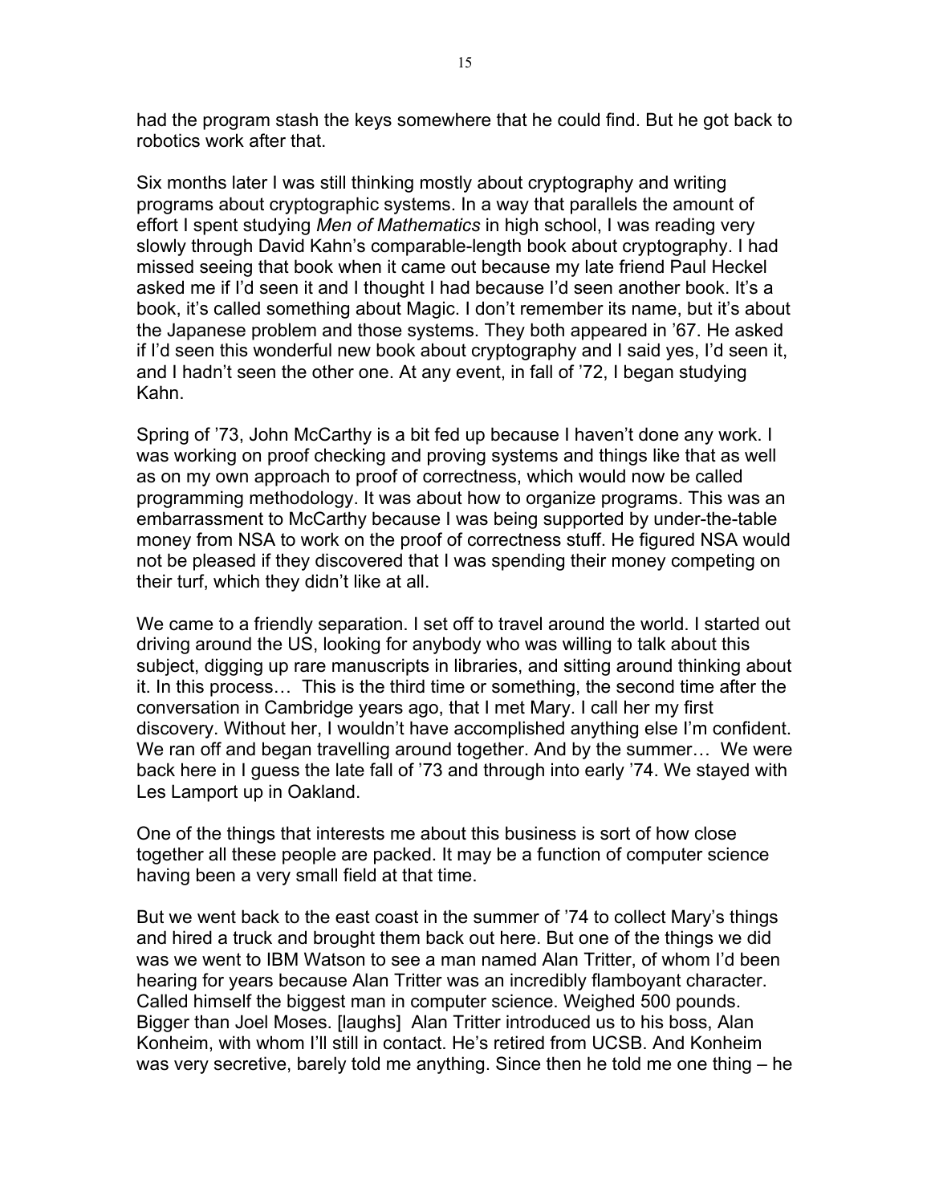had the program stash the keys somewhere that he could find. But he got back to robotics work after that.

Six months later I was still thinking mostly about cryptography and writing programs about cryptographic systems. In a way that parallels the amount of effort I spent studying *Men of Mathematics* in high school, I was reading very slowly through David Kahn's comparable-length book about cryptography. I had missed seeing that book when it came out because my late friend Paul Heckel asked me if I'd seen it and I thought I had because I'd seen another book. It's a book, it's called something about Magic. I don't remember its name, but it's about the Japanese problem and those systems. They both appeared in '67. He asked if I'd seen this wonderful new book about cryptography and I said yes, I'd seen it, and I hadn't seen the other one. At any event, in fall of '72, I began studying Kahn.

Spring of '73, John McCarthy is a bit fed up because I haven't done any work. I was working on proof checking and proving systems and things like that as well as on my own approach to proof of correctness, which would now be called programming methodology. It was about how to organize programs. This was an embarrassment to McCarthy because I was being supported by under-the-table money from NSA to work on the proof of correctness stuff. He figured NSA would not be pleased if they discovered that I was spending their money competing on their turf, which they didn't like at all.

We came to a friendly separation. I set off to travel around the world. I started out driving around the US, looking for anybody who was willing to talk about this subject, digging up rare manuscripts in libraries, and sitting around thinking about it. In this process… This is the third time or something, the second time after the conversation in Cambridge years ago, that I met Mary. I call her my first discovery. Without her, I wouldn't have accomplished anything else I'm confident. We ran off and began travelling around together. And by the summer… We were back here in I guess the late fall of '73 and through into early '74. We stayed with Les Lamport up in Oakland.

One of the things that interests me about this business is sort of how close together all these people are packed. It may be a function of computer science having been a very small field at that time.

But we went back to the east coast in the summer of '74 to collect Mary's things and hired a truck and brought them back out here. But one of the things we did was we went to IBM Watson to see a man named Alan Tritter, of whom I'd been hearing for years because Alan Tritter was an incredibly flamboyant character. Called himself the biggest man in computer science. Weighed 500 pounds. Bigger than Joel Moses. [laughs] Alan Tritter introduced us to his boss, Alan Konheim, with whom I'll still in contact. He's retired from UCSB. And Konheim was very secretive, barely told me anything. Since then he told me one thing – he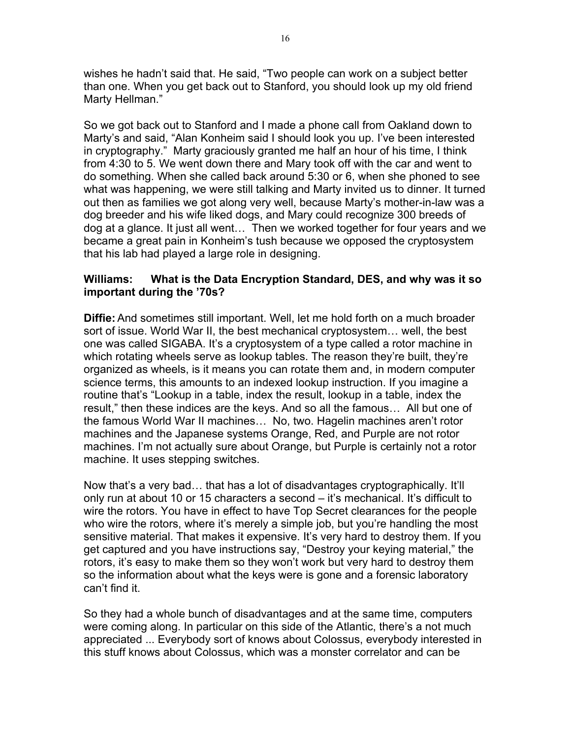wishes he hadn't said that. He said, "Two people can work on a subject better than one. When you get back out to Stanford, you should look up my old friend Marty Hellman."

So we got back out to Stanford and I made a phone call from Oakland down to Marty's and said, "Alan Konheim said I should look you up. I've been interested in cryptography." Marty graciously granted me half an hour of his time, I think from 4:30 to 5. We went down there and Mary took off with the car and went to do something. When she called back around 5:30 or 6, when she phoned to see what was happening, we were still talking and Marty invited us to dinner. It turned out then as families we got along very well, because Marty's mother-in-law was a dog breeder and his wife liked dogs, and Mary could recognize 300 breeds of dog at a glance. It just all went… Then we worked together for four years and we became a great pain in Konheim's tush because we opposed the cryptosystem that his lab had played a large role in designing.

**Williams: What is the Data Encryption Standard, DES, and why was it so important during the '70s?**

**Diffie:** And sometimes still important. Well, let me hold forth on a much broader sort of issue. World War II, the best mechanical cryptosystem… well, the best one was called SIGABA. It's a cryptosystem of a type called a rotor machine in which rotating wheels serve as lookup tables. The reason they're built, they're organized as wheels, is it means you can rotate them and, in modern computer science terms, this amounts to an indexed lookup instruction. If you imagine a routine that's "Lookup in a table, index the result, lookup in a table, index the result," then these indices are the keys. And so all the famous… All but one of the famous World War II machines… No, two. Hagelin machines aren't rotor machines and the Japanese systems Orange, Red, and Purple are not rotor machines. I'm not actually sure about Orange, but Purple is certainly not a rotor machine. It uses stepping switches.

Now that's a very bad… that has a lot of disadvantages cryptographically. It'll only run at about 10 or 15 characters a second – it's mechanical. It's difficult to wire the rotors. You have in effect to have Top Secret clearances for the people who wire the rotors, where it's merely a simple job, but you're handling the most sensitive material. That makes it expensive. It's very hard to destroy them. If you get captured and you have instructions say, "Destroy your keying material," the rotors, it's easy to make them so they won't work but very hard to destroy them so the information about what the keys were is gone and a forensic laboratory can't find it.

So they had a whole bunch of disadvantages and at the same time, computers were coming along. In particular on this side of the Atlantic, there's a not much appreciated ... Everybody sort of knows about Colossus, everybody interested in this stuff knows about Colossus, which was a monster correlator and can be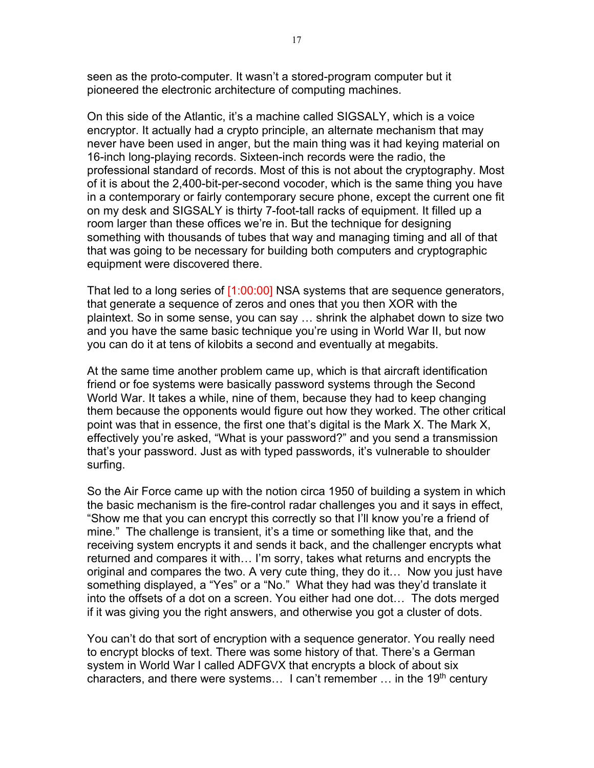seen as the proto-computer. It wasn't a stored-program computer but it pioneered the electronic architecture of computing machines.

On this side of the Atlantic, it's a machine called SIGSALY, which is a voice encryptor. It actually had a crypto principle, an alternate mechanism that may never have been used in anger, but the main thing was it had keying material on 16-inch long-playing records. Sixteen-inch records were the radio, the professional standard of records. Most of this is not about the cryptography. Most of it is about the 2,400-bit-per-second vocoder, which is the same thing you have in a contemporary or fairly contemporary secure phone, except the current one fit on my desk and SIGSALY is thirty 7-foot-tall racks of equipment. It filled up a room larger than these offices we're in. But the technique for designing something with thousands of tubes that way and managing timing and all of that that was going to be necessary for building both computers and cryptographic equipment were discovered there.

That led to a long series of [1:00:00] NSA systems that are sequence generators, that generate a sequence of zeros and ones that you then XOR with the plaintext. So in some sense, you can say … shrink the alphabet down to size two and you have the same basic technique you're using in World War II, but now you can do it at tens of kilobits a second and eventually at megabits.

At the same time another problem came up, which is that aircraft identification friend or foe systems were basically password systems through the Second World War. It takes a while, nine of them, because they had to keep changing them because the opponents would figure out how they worked. The other critical point was that in essence, the first one that's digital is the Mark X. The Mark X, effectively you're asked, "What is your password?" and you send a transmission that's your password. Just as with typed passwords, it's vulnerable to shoulder surfing.

So the Air Force came up with the notion circa 1950 of building a system in which the basic mechanism is the fire-control radar challenges you and it says in effect, "Show me that you can encrypt this correctly so that I'll know you're a friend of mine." The challenge is transient, it's a time or something like that, and the receiving system encrypts it and sends it back, and the challenger encrypts what returned and compares it with… I'm sorry, takes what returns and encrypts the original and compares the two. A very cute thing, they do it… Now you just have something displayed, a "Yes" or a "No." What they had was they'd translate it into the offsets of a dot on a screen. You either had one dot… The dots merged if it was giving you the right answers, and otherwise you got a cluster of dots.

You can't do that sort of encryption with a sequence generator. You really need to encrypt blocks of text. There was some history of that. There's a German system in World War I called ADFGVX that encrypts a block of about six characters, and there were systems… I can't remember … in the 19th century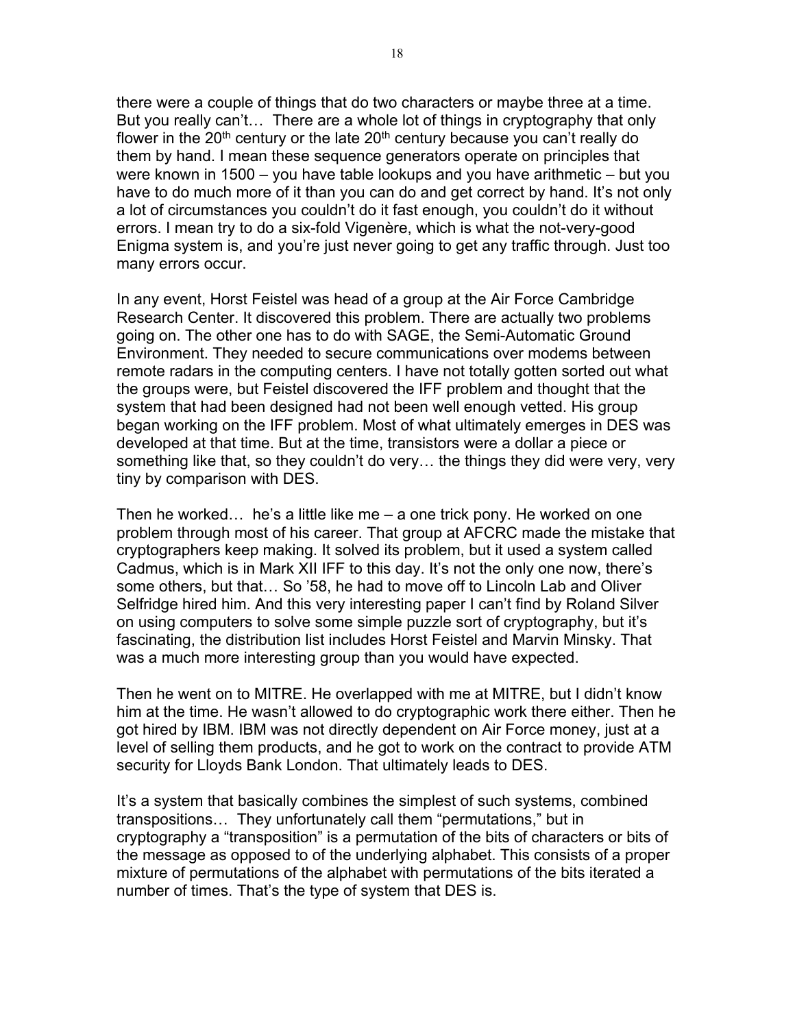there were a couple of things that do two characters or maybe three at a time. But you really can't… There are a whole lot of things in cryptography that only flower in the 20th century or the late 20th century because you can't really do them by hand. I mean these sequence generators operate on principles that were known in 1500 – you have table lookups and you have arithmetic – but you have to do much more of it than you can do and get correct by hand. It's not only a lot of circumstances you couldn't do it fast enough, you couldn't do it without errors. I mean try to do a six-fold Vigenère, which is what the not-very-good Enigma system is, and you're just never going to get any traffic through. Just too many errors occur.

In any event, Horst Feistel was head of a group at the Air Force Cambridge Research Center. It discovered this problem. There are actually two problems going on. The other one has to do with SAGE, the Semi-Automatic Ground Environment. They needed to secure communications over modems between remote radars in the computing centers. I have not totally gotten sorted out what the groups were, but Feistel discovered the IFF problem and thought that the system that had been designed had not been well enough vetted. His group began working on the IFF problem. Most of what ultimately emerges in DES was developed at that time. But at the time, transistors were a dollar a piece or something like that, so they couldn't do very… the things they did were very, very tiny by comparison with DES.

Then he worked… he's a little like me – a one trick pony. He worked on one problem through most of his career. That group at AFCRC made the mistake that cryptographers keep making. It solved its problem, but it used a system called Cadmus, which is in Mark XII IFF to this day. It's not the only one now, there's some others, but that… So '58, he had to move off to Lincoln Lab and Oliver Selfridge hired him. And this very interesting paper I can't find by Roland Silver on using computers to solve some simple puzzle sort of cryptography, but it's fascinating, the distribution list includes Horst Feistel and Marvin Minsky. That was a much more interesting group than you would have expected.

Then he went on to MITRE. He overlapped with me at MITRE, but I didn't know him at the time. He wasn't allowed to do cryptographic work there either. Then he got hired by IBM. IBM was not directly dependent on Air Force money, just at a level of selling them products, and he got to work on the contract to provide ATM security for Lloyds Bank London. That ultimately leads to DES.

It's a system that basically combines the simplest of such systems, combined transpositions… They unfortunately call them "permutations," but in cryptography a "transposition" is a permutation of the bits of characters or bits of the message as opposed to of the underlying alphabet. This consists of a proper mixture of permutations of the alphabet with permutations of the bits iterated a number of times. That's the type of system that DES is.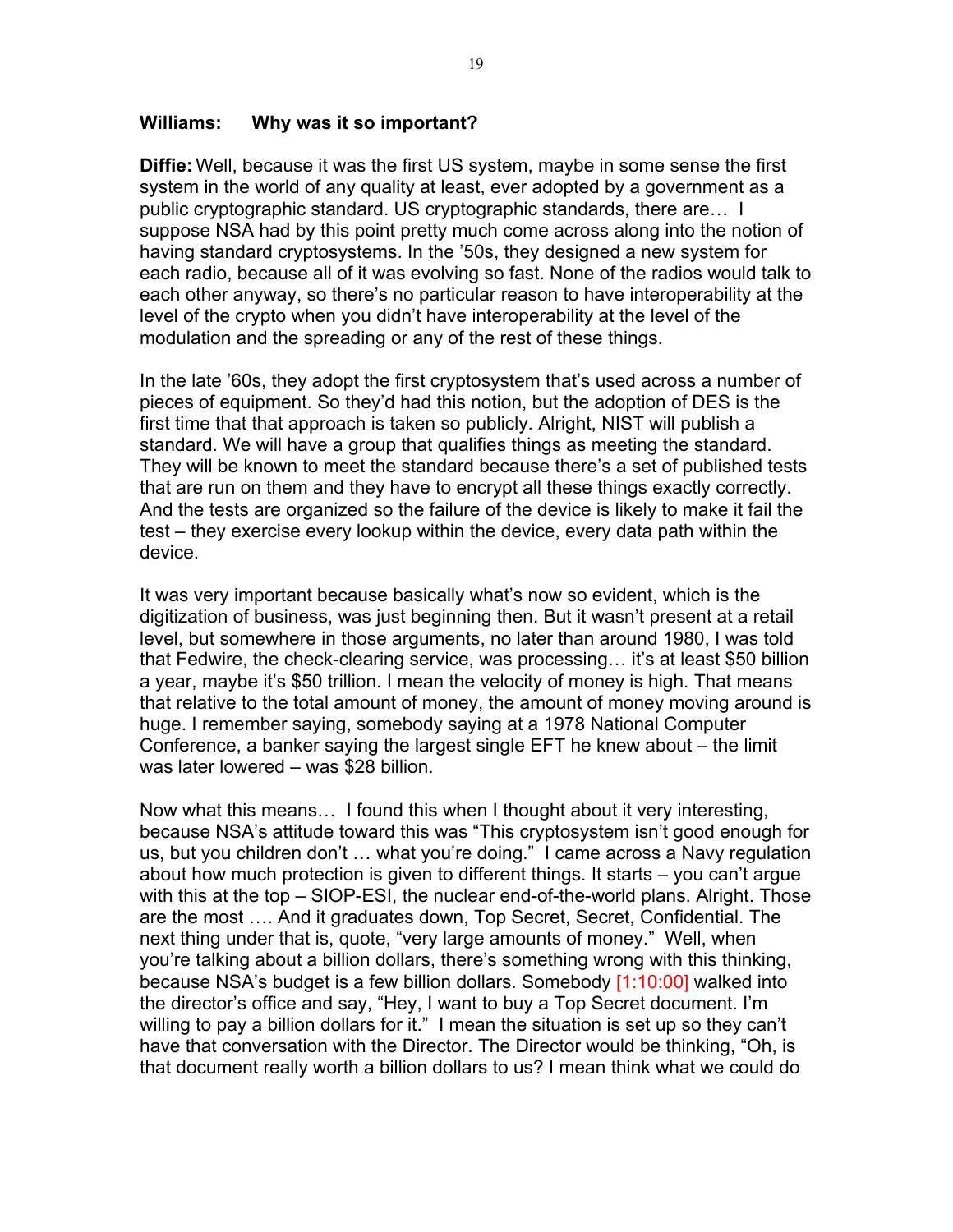**Williams: Why was it so important?**

**Diffie:** Well, because it was the first US system, maybe in some sense the first system in the world of any quality at least, ever adopted by a government as a public cryptographic standard. US cryptographic standards, there are… I suppose NSA had by this point pretty much come across along into the notion of having standard cryptosystems. In the '50s, they designed a new system for each radio, because all of it was evolving so fast. None of the radios would talk to each other anyway, so there's no particular reason to have interoperability at the level of the crypto when you didn't have interoperability at the level of the modulation and the spreading or any of the rest of these things.

In the late '60s, they adopt the first cryptosystem that's used across a number of pieces of equipment. So they'd had this notion, but the adoption of DES is the first time that that approach is taken so publicly. Alright, NIST will publish a standard. We will have a group that qualifies things as meeting the standard. They will be known to meet the standard because there's a set of published tests that are run on them and they have to encrypt all these things exactly correctly. And the tests are organized so the failure of the device is likely to make it fail the test – they exercise every lookup within the device, every data path within the device.

It was very important because basically what's now so evident, which is the digitization of business, was just beginning then. But it wasn't present at a retail level, but somewhere in those arguments, no later than around 1980, I was told that Fedwire, the check-clearing service, was processing… it's at least $50 billion a year, maybe it's $50 trillion. I mean the velocity of money is high. That means that relative to the total amount of money, the amount of money moving around is huge. I remember saying, somebody saying at a 1978 National Computer Conference, a banker saying the largest single EFT he knew about – the limit was later lowered – was $28 billion.

Now what this means… I found this when I thought about it very interesting, because NSA's attitude toward this was "This cryptosystem isn't good enough for us, but you children don't … what you're doing." I came across a Navy regulation about how much protection is given to different things. It starts – you can't argue with this at the top – SIOP-ESI, the nuclear end-of-the-world plans. Alright. Those are the most …. And it graduates down, Top Secret, Secret, Confidential. The next thing under that is, quote, "very large amounts of money." Well, when you're talking about a billion dollars, there's something wrong with this thinking, because NSA's budget is a few billion dollars. Somebody [1:10:00] walked into the director's office and say, "Hey, I want to buy a Top Secret document. I'm willing to pay a billion dollars for it." I mean the situation is set up so they can't have that conversation with the Director. The Director would be thinking, "Oh, is that document really worth a billion dollars to us? I mean think what we could do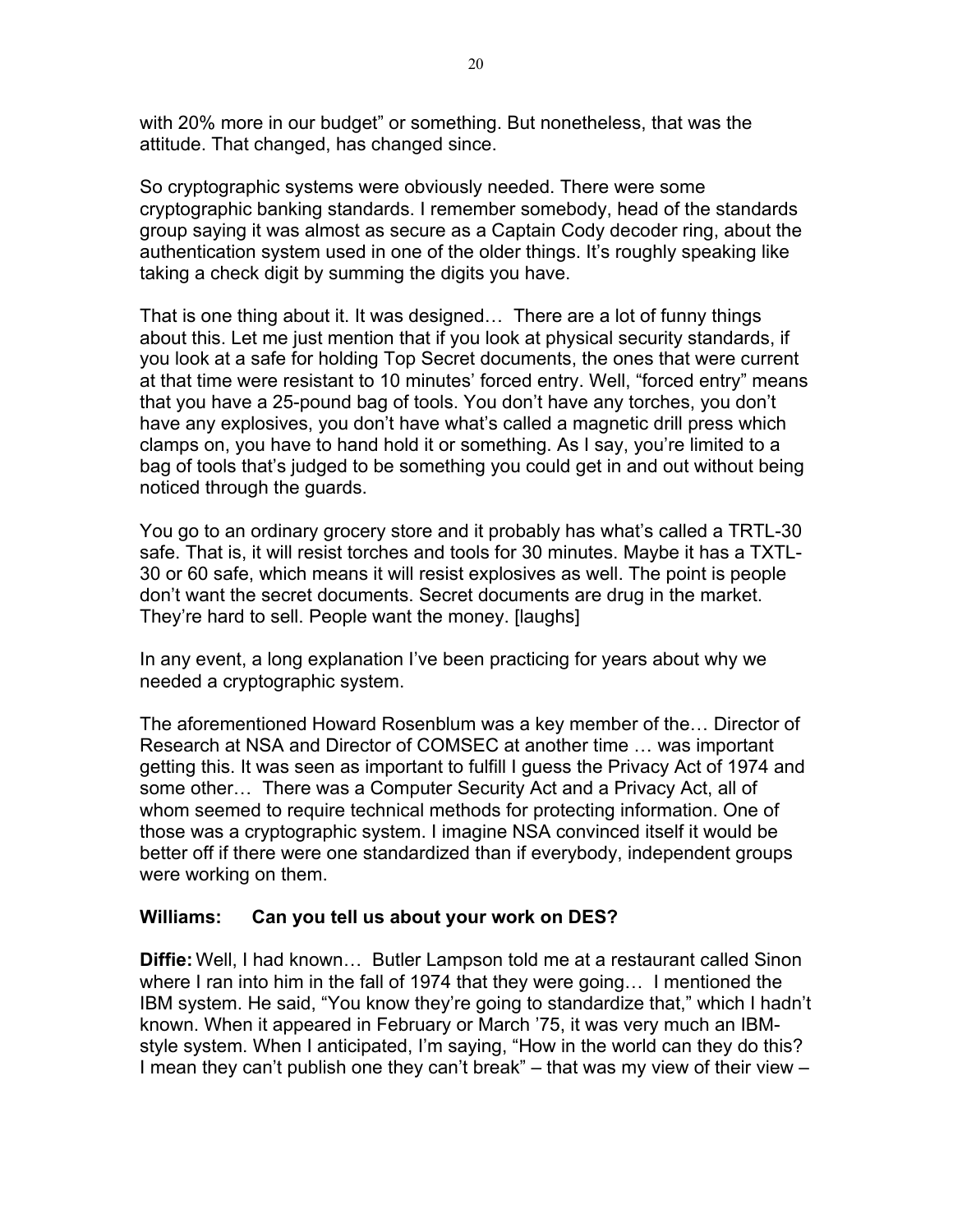with 20% more in our budget" or something. But nonetheless, that was the attitude. That changed, has changed since.

So cryptographic systems were obviously needed. There were some cryptographic banking standards. I remember somebody, head of the standards group saying it was almost as secure as a Captain Cody decoder ring, about the authentication system used in one of the older things. It's roughly speaking like taking a check digit by summing the digits you have.

That is one thing about it. It was designed… There are a lot of funny things about this. Let me just mention that if you look at physical security standards, if you look at a safe for holding Top Secret documents, the ones that were current at that time were resistant to 10 minutes' forced entry. Well, "forced entry" means that you have a 25-pound bag of tools. You don't have any torches, you don't have any explosives, you don't have what's called a magnetic drill press which clamps on, you have to hand hold it or something. As I say, you're limited to a bag of tools that's judged to be something you could get in and out without being noticed through the guards.

You go to an ordinary grocery store and it probably has what's called a TRTL-30 safe. That is, it will resist torches and tools for 30 minutes. Maybe it has a TXTL-30 or 60 safe, which means it will resist explosives as well. The point is people don't want the secret documents. Secret documents are drug in the market. They're hard to sell. People want the money. [laughs]

In any event, a long explanation I've been practicing for years about why we needed a cryptographic system.

The aforementioned Howard Rosenblum was a key member of the… Director of Research at NSA and Director of COMSEC at another time … was important getting this. It was seen as important to fulfill I guess the Privacy Act of 1974 and some other… There was a Computer Security Act and a Privacy Act, all of whom seemed to require technical methods for protecting information. One of those was a cryptographic system. I imagine NSA convinced itself it would be better off if there were one standardized than if everybody, independent groups were working on them.

**Williams: Can you tell us about your work on DES?**

**Diffie:** Well, I had known… Butler Lampson told me at a restaurant called Sinon where I ran into him in the fall of 1974 that they were going… I mentioned the IBM system. He said, "You know they're going to standardize that," which I hadn't known. When it appeared in February or March '75, it was very much an IBM-style system. When I anticipated, I'm saying, "How in the world can they do this? I mean they can't publish one they can't break" – that was my view of their view –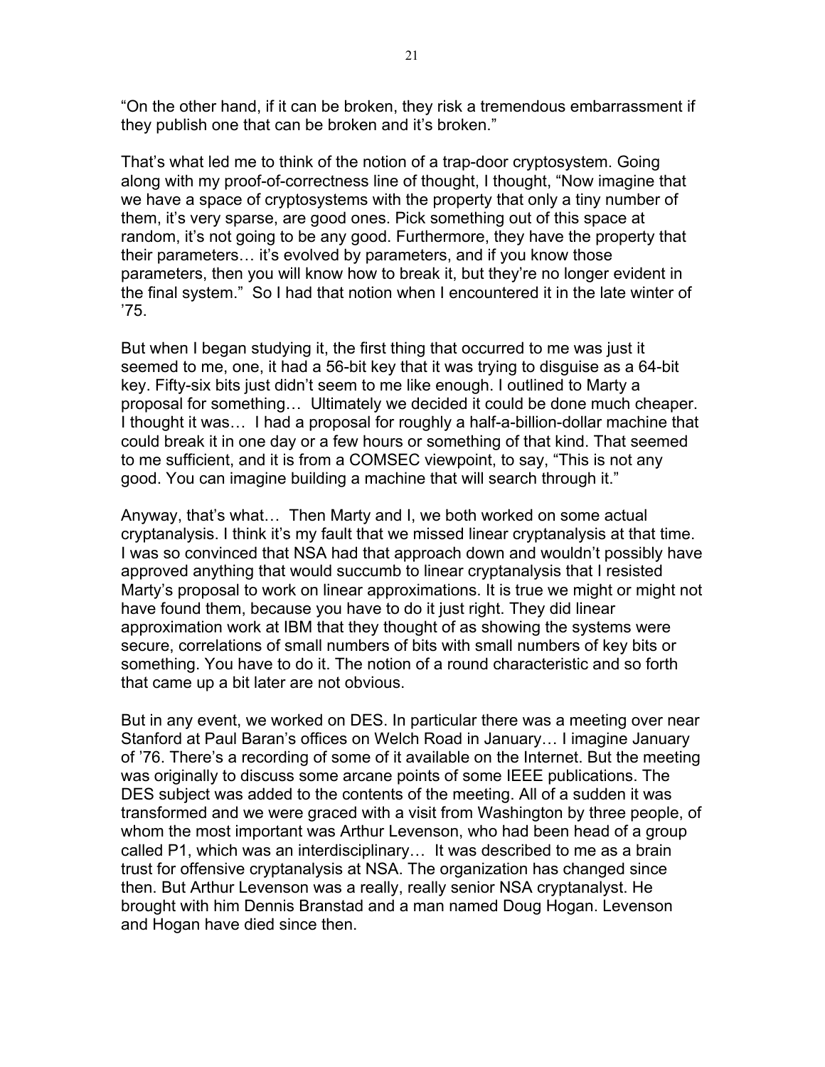"On the other hand, if it can be broken, they risk a tremendous embarrassment if they publish one that can be broken and it's broken."

That's what led me to think of the notion of a trap-door cryptosystem. Going along with my proof-of-correctness line of thought, I thought, "Now imagine that we have a space of cryptosystems with the property that only a tiny number of them, it's very sparse, are good ones. Pick something out of this space at random, it's not going to be any good. Furthermore, they have the property that their parameters… it's evolved by parameters, and if you know those parameters, then you will know how to break it, but they're no longer evident in the final system." So I had that notion when I encountered it in the late winter of '75.

But when I began studying it, the first thing that occurred to me was just it seemed to me, one, it had a 56-bit key that it was trying to disguise as a 64-bit key. Fifty-six bits just didn't seem to me like enough. I outlined to Marty a proposal for something… Ultimately we decided it could be done much cheaper. I thought it was… I had a proposal for roughly a half-a-billion-dollar machine that could break it in one day or a few hours or something of that kind. That seemed to me sufficient, and it is from a COMSEC viewpoint, to say, "This is not any good. You can imagine building a machine that will search through it."

Anyway, that's what… Then Marty and I, we both worked on some actual cryptanalysis. I think it's my fault that we missed linear cryptanalysis at that time. I was so convinced that NSA had that approach down and wouldn't possibly have approved anything that would succumb to linear cryptanalysis that I resisted Marty's proposal to work on linear approximations. It is true we might or might not have found them, because you have to do it just right. They did linear approximation work at IBM that they thought of as showing the systems were secure, correlations of small numbers of bits with small numbers of key bits or something. You have to do it. The notion of a round characteristic and so forth that came up a bit later are not obvious.

But in any event, we worked on DES. In particular there was a meeting over near Stanford at Paul Baran's offices on Welch Road in January… I imagine January of '76. There's a recording of some of it available on the Internet. But the meeting was originally to discuss some arcane points of some IEEE publications. The DES subject was added to the contents of the meeting. All of a sudden it was transformed and we were graced with a visit from Washington by three people, of whom the most important was Arthur Levenson, who had been head of a group called P1, which was an interdisciplinary… It was described to me as a brain trust for offensive cryptanalysis at NSA. The organization has changed since then. But Arthur Levenson was a really, really senior NSA cryptanalyst. He brought with him Dennis Branstad and a man named Doug Hogan. Levenson and Hogan have died since then.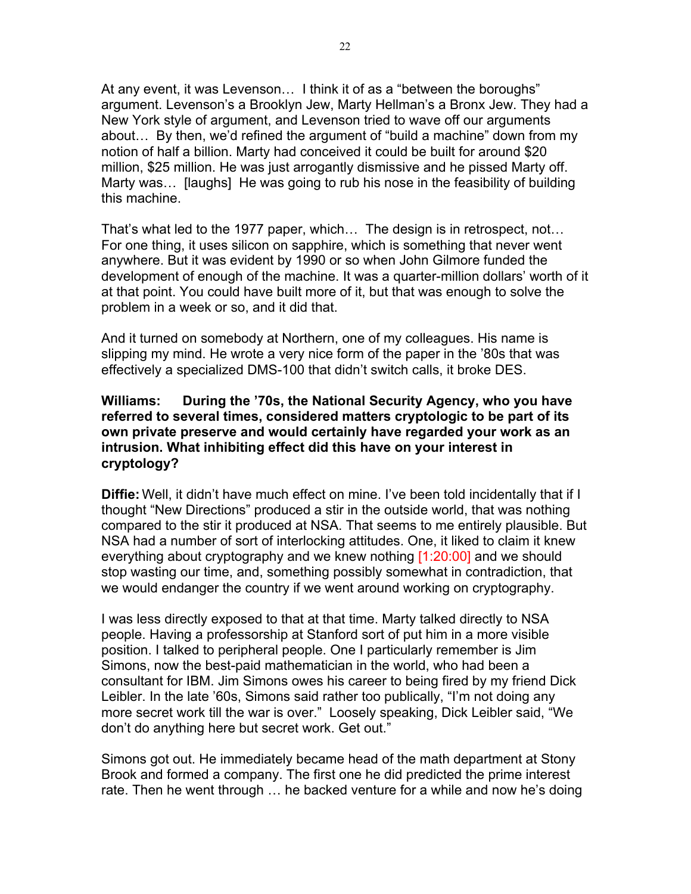At any event, it was Levenson… I think it of as a "between the boroughs" argument. Levenson's a Brooklyn Jew, Marty Hellman's a Bronx Jew. They had a New York style of argument, and Levenson tried to wave off our arguments about… By then, we'd refined the argument of "build a machine" down from my notion of half a billion. Marty had conceived it could be built for around $20 million, $25 million. He was just arrogantly dismissive and he pissed Marty off. Marty was… [laughs] He was going to rub his nose in the feasibility of building this machine.

That's what led to the 1977 paper, which… The design is in retrospect, not… For one thing, it uses silicon on sapphire, which is something that never went anywhere. But it was evident by 1990 or so when John Gilmore funded the development of enough of the machine. It was a quarter-million dollars' worth of it at that point. You could have built more of it, but that was enough to solve the problem in a week or so, and it did that.

And it turned on somebody at Northern, one of my colleagues. His name is slipping my mind. He wrote a very nice form of the paper in the '80s that was effectively a specialized DMS-100 that didn't switch calls, it broke DES.

**Williams: During the '70s, the National Security Agency, who you have referred to several times, considered matters cryptologic to be part of its own private preserve and would certainly have regarded your work as an intrusion. What inhibiting effect did this have on your interest in cryptology?**

**Diffie:** Well, it didn't have much effect on mine. I've been told incidentally that if I thought "New Directions" produced a stir in the outside world, that was nothing compared to the stir it produced at NSA. That seems to me entirely plausible. But NSA had a number of sort of interlocking attitudes. One, it liked to claim it knew everything about cryptography and we knew nothing [1:20:00] and we should stop wasting our time, and, something possibly somewhat in contradiction, that we would endanger the country if we went around working on cryptography.

I was less directly exposed to that at that time. Marty talked directly to NSA people. Having a professorship at Stanford sort of put him in a more visible position. I talked to peripheral people. One I particularly remember is Jim Simons, now the best-paid mathematician in the world, who had been a consultant for IBM. Jim Simons owes his career to being fired by my friend Dick Leibler. In the late '60s, Simons said rather too publically, "I'm not doing any more secret work till the war is over." Loosely speaking, Dick Leibler said, "We don't do anything here but secret work. Get out."

Simons got out. He immediately became head of the math department at Stony Brook and formed a company. The first one he did predicted the prime interest rate. Then he went through … he backed venture for a while and now he's doing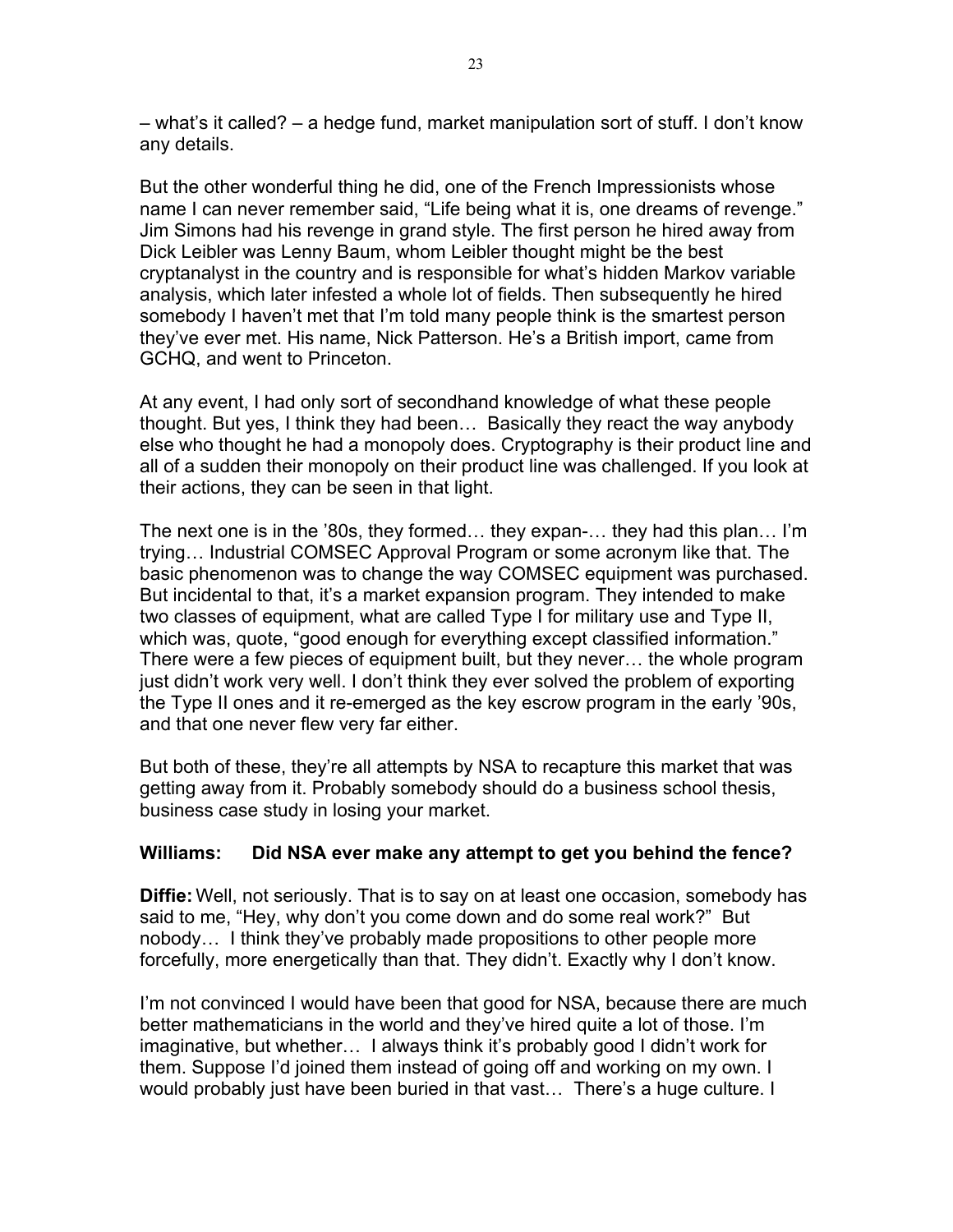– what's it called? – a hedge fund, market manipulation sort of stuff. I don't know any details.

But the other wonderful thing he did, one of the French Impressionists whose name I can never remember said, "Life being what it is, one dreams of revenge." Jim Simons had his revenge in grand style. The first person he hired away from Dick Leibler was Lenny Baum, whom Leibler thought might be the best cryptanalyst in the country and is responsible for what's hidden Markov variable analysis, which later infested a whole lot of fields. Then subsequently he hired somebody I haven't met that I'm told many people think is the smartest person they've ever met. His name, Nick Patterson. He's a British import, came from GCHQ, and went to Princeton.

At any event, I had only sort of secondhand knowledge of what these people thought. But yes, I think they had been… Basically they react the way anybody else who thought he had a monopoly does. Cryptography is their product line and all of a sudden their monopoly on their product line was challenged. If you look at their actions, they can be seen in that light.

The next one is in the '80s, they formed… they expan-… they had this plan… I'm trying… Industrial COMSEC Approval Program or some acronym like that. The basic phenomenon was to change the way COMSEC equipment was purchased. But incidental to that, it's a market expansion program. They intended to make two classes of equipment, what are called Type I for military use and Type II, which was, quote, "good enough for everything except classified information." There were a few pieces of equipment built, but they never… the whole program just didn't work very well. I don't think they ever solved the problem of exporting the Type II ones and it re-emerged as the key escrow program in the early '90s, and that one never flew very far either.

But both of these, they're all attempts by NSA to recapture this market that was getting away from it. Probably somebody should do a business school thesis, business case study in losing your market.

**Williams: Did NSA ever make any attempt to get you behind the fence?**

**Diffie:** Well, not seriously. That is to say on at least one occasion, somebody has said to me, "Hey, why don't you come down and do some real work?" But nobody… I think they've probably made propositions to other people more forcefully, more energetically than that. They didn't. Exactly why I don't know.

I'm not convinced I would have been that good for NSA, because there are much better mathematicians in the world and they've hired quite a lot of those. I'm imaginative, but whether… I always think it's probably good I didn't work for them. Suppose I'd joined them instead of going off and working on my own. I would probably just have been buried in that vast… There's a huge culture. I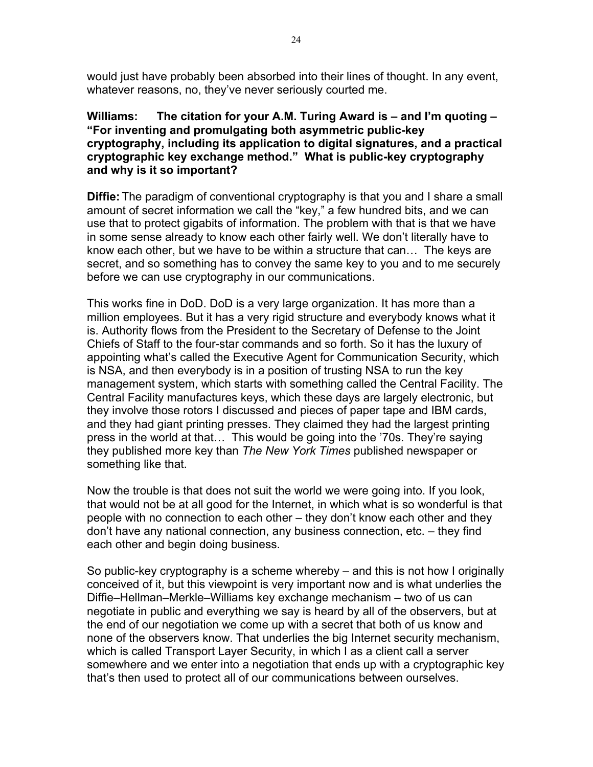would just have probably been absorbed into their lines of thought. In any event, whatever reasons, no, they've never seriously courted me.

**Williams: The citation for your A.M. Turing Award is – and I'm quoting – "For inventing and promulgating both asymmetric public-key cryptography, including its application to digital signatures, and a practical cryptographic key exchange method." What is public-key cryptography and why is it so important?**

**Diffie:** The paradigm of conventional cryptography is that you and I share a small amount of secret information we call the "key," a few hundred bits, and we can use that to protect gigabits of information. The problem with that is that we have in some sense already to know each other fairly well. We don't literally have to know each other, but we have to be within a structure that can… The keys are secret, and so something has to convey the same key to you and to me securely before we can use cryptography in our communications.

This works fine in DoD. DoD is a very large organization. It has more than a million employees. But it has a very rigid structure and everybody knows what it is. Authority flows from the President to the Secretary of Defense to the Joint Chiefs of Staff to the four-star commands and so forth. So it has the luxury of appointing what's called the Executive Agent for Communication Security, which is NSA, and then everybody is in a position of trusting NSA to run the key management system, which starts with something called the Central Facility. The Central Facility manufactures keys, which these days are largely electronic, but they involve those rotors I discussed and pieces of paper tape and IBM cards, and they had giant printing presses. They claimed they had the largest printing press in the world at that… This would be going into the '70s. They're saying they published more key than *The New York Times* published newspaper or something like that.

Now the trouble is that does not suit the world we were going into. If you look, that would not be at all good for the Internet, in which what is so wonderful is that people with no connection to each other – they don't know each other and they don't have any national connection, any business connection, etc. – they find each other and begin doing business.

So public-key cryptography is a scheme whereby – and this is not how I originally conceived of it, but this viewpoint is very important now and is what underlies the Diffie–Hellman–Merkle–Williams key exchange mechanism – two of us can negotiate in public and everything we say is heard by all of the observers, but at the end of our negotiation we come up with a secret that both of us know and none of the observers know. That underlies the big Internet security mechanism, which is called Transport Layer Security, in which I as a client call a server somewhere and we enter into a negotiation that ends up with a cryptographic key that's then used to protect all of our communications between ourselves.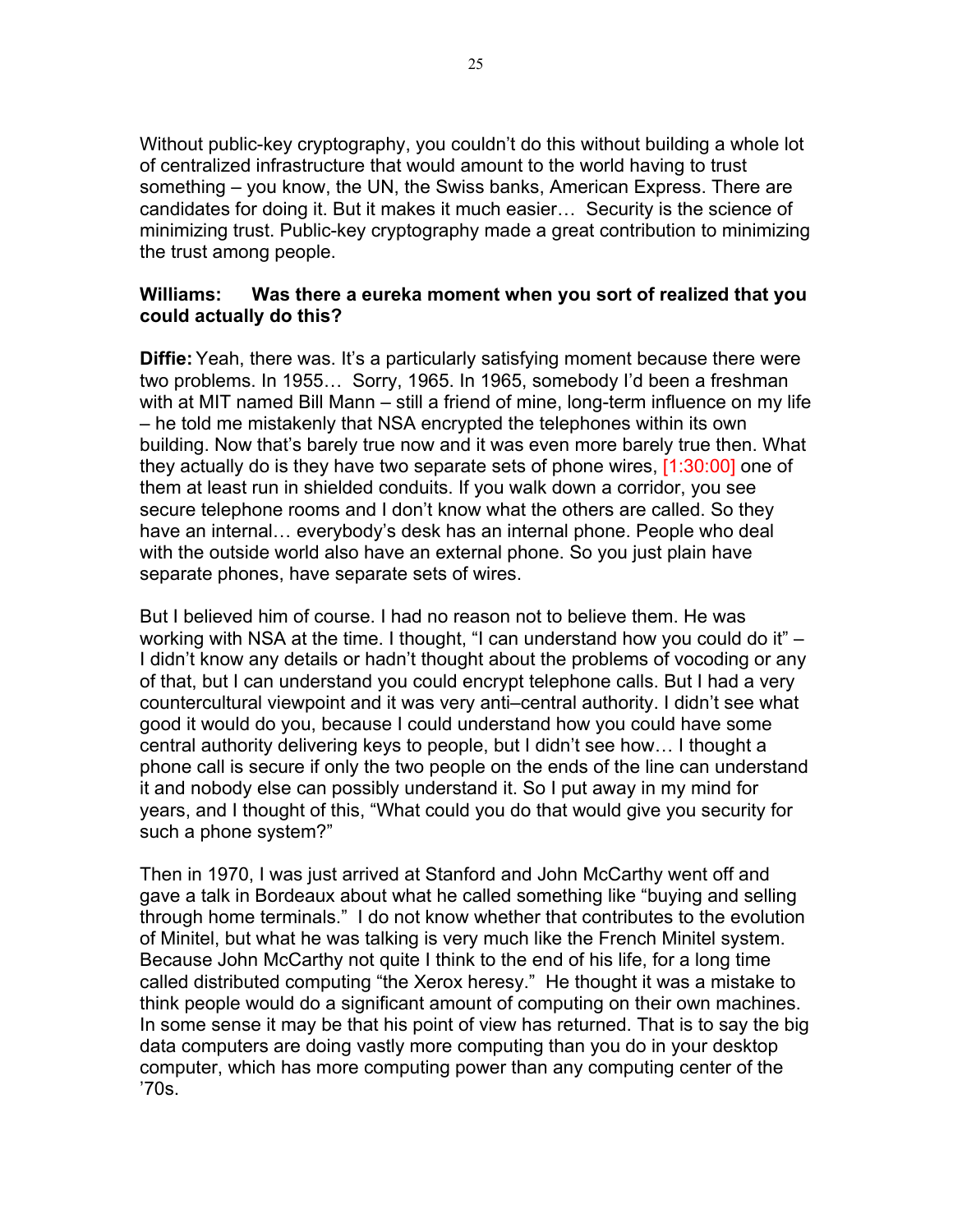Without public-key cryptography, you couldn't do this without building a whole lot of centralized infrastructure that would amount to the world having to trust something – you know, the UN, the Swiss banks, American Express. There are candidates for doing it. But it makes it much easier… Security is the science of minimizing trust. Public-key cryptography made a great contribution to minimizing the trust among people.

**Williams: Was there a eureka moment when you sort of realized that you could actually do this?**

**Diffie:** Yeah, there was. It's a particularly satisfying moment because there were two problems. In 1955… Sorry, 1965. In 1965, somebody I'd been a freshman with at MIT named Bill Mann – still a friend of mine, long-term influence on my life – he told me mistakenly that NSA encrypted the telephones within its own building. Now that's barely true now and it was even more barely true then. What they actually do is they have two separate sets of phone wires, [1:30:00] one of them at least run in shielded conduits. If you walk down a corridor, you see secure telephone rooms and I don't know what the others are called. So they have an internal… everybody's desk has an internal phone. People who deal with the outside world also have an external phone. So you just plain have separate phones, have separate sets of wires.

But I believed him of course. I had no reason not to believe them. He was working with NSA at the time. I thought, "I can understand how you could do it" – I didn't know any details or hadn't thought about the problems of vocoding or any of that, but I can understand you could encrypt telephone calls. But I had a very countercultural viewpoint and it was very anti–central authority. I didn't see what good it would do you, because I could understand how you could have some central authority delivering keys to people, but I didn't see how… I thought a phone call is secure if only the two people on the ends of the line can understand it and nobody else can possibly understand it. So I put away in my mind for years, and I thought of this, "What could you do that would give you security for such a phone system?"

Then in 1970, I was just arrived at Stanford and John McCarthy went off and gave a talk in Bordeaux about what he called something like "buying and selling through home terminals." I do not know whether that contributes to the evolution of Minitel, but what he was talking is very much like the French Minitel system. Because John McCarthy not quite I think to the end of his life, for a long time called distributed computing "the Xerox heresy." He thought it was a mistake to think people would do a significant amount of computing on their own machines. In some sense it may be that his point of view has returned. That is to say the big data computers are doing vastly more computing than you do in your desktop computer, which has more computing power than any computing center of the '70s.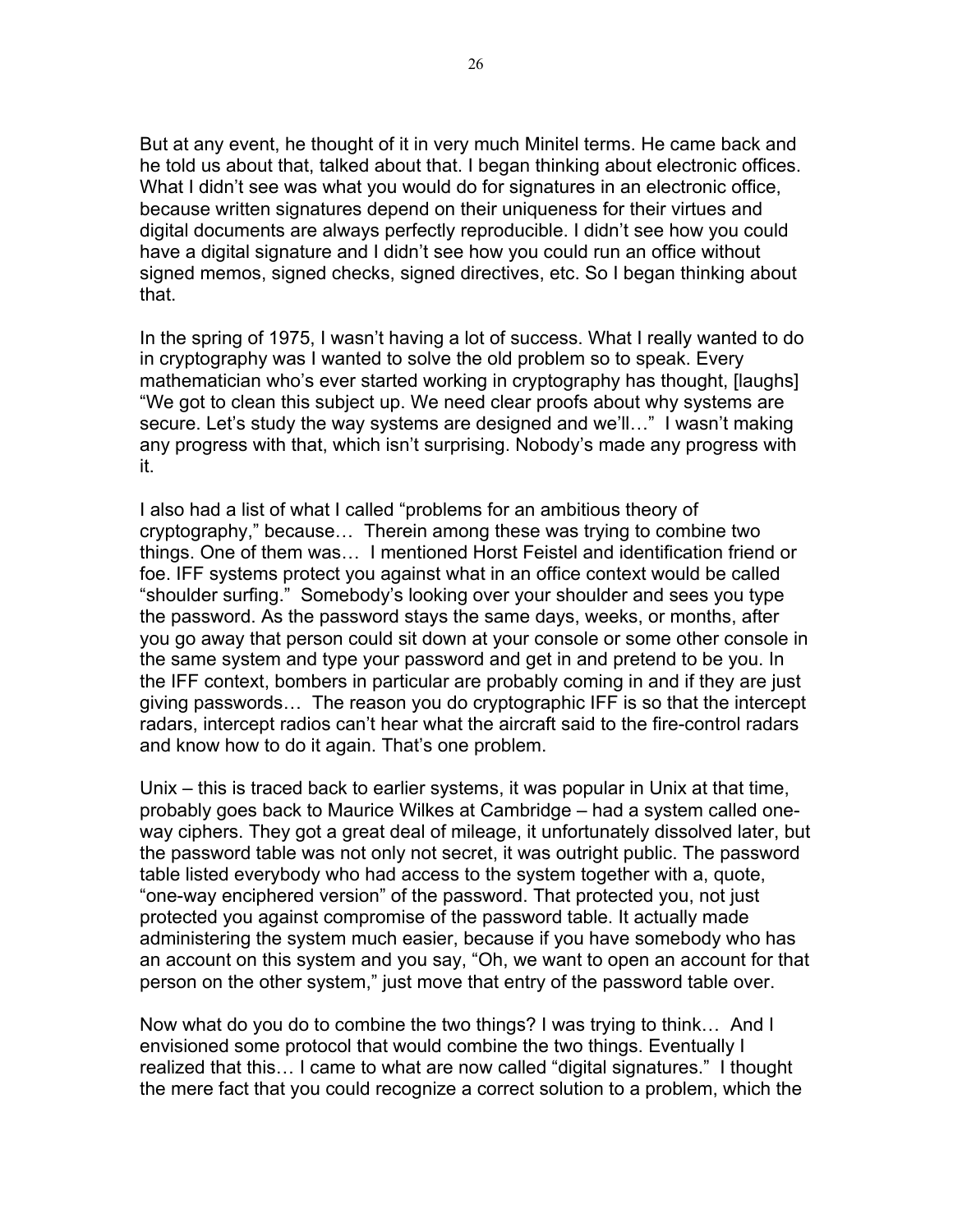But at any event, he thought of it in very much Minitel terms. He came back and he told us about that, talked about that. I began thinking about electronic offices. What I didn't see was what you would do for signatures in an electronic office, because written signatures depend on their uniqueness for their virtues and digital documents are always perfectly reproducible. I didn't see how you could have a digital signature and I didn't see how you could run an office without signed memos, signed checks, signed directives, etc. So I began thinking about that.

In the spring of 1975, I wasn't having a lot of success. What I really wanted to do in cryptography was I wanted to solve the old problem so to speak. Every mathematician who's ever started working in cryptography has thought, [laughs] "We got to clean this subject up. We need clear proofs about why systems are secure. Let's study the way systems are designed and we'll…" I wasn't making any progress with that, which isn't surprising. Nobody's made any progress with it.

I also had a list of what I called "problems for an ambitious theory of cryptography," because… Therein among these was trying to combine two things. One of them was… I mentioned Horst Feistel and identification friend or foe. IFF systems protect you against what in an office context would be called "shoulder surfing." Somebody's looking over your shoulder and sees you type the password. As the password stays the same days, weeks, or months, after you go away that person could sit down at your console or some other console in the same system and type your password and get in and pretend to be you. In the IFF context, bombers in particular are probably coming in and if they are just giving passwords… The reason you do cryptographic IFF is so that the intercept radars, intercept radios can't hear what the aircraft said to the fire-control radars and know how to do it again. That's one problem.

Unix – this is traced back to earlier systems, it was popular in Unix at that time, probably goes back to Maurice Wilkes at Cambridge – had a system called one-way ciphers. They got a great deal of mileage, it unfortunately dissolved later, but the password table was not only not secret, it was outright public. The password table listed everybody who had access to the system together with a, quote, "one-way enciphered version" of the password. That protected you, not just protected you against compromise of the password table. It actually made administering the system much easier, because if you have somebody who has an account on this system and you say, "Oh, we want to open an account for that person on the other system," just move that entry of the password table over.

Now what do you do to combine the two things? I was trying to think… And I envisioned some protocol that would combine the two things. Eventually I realized that this… I came to what are now called "digital signatures." I thought the mere fact that you could recognize a correct solution to a problem, which the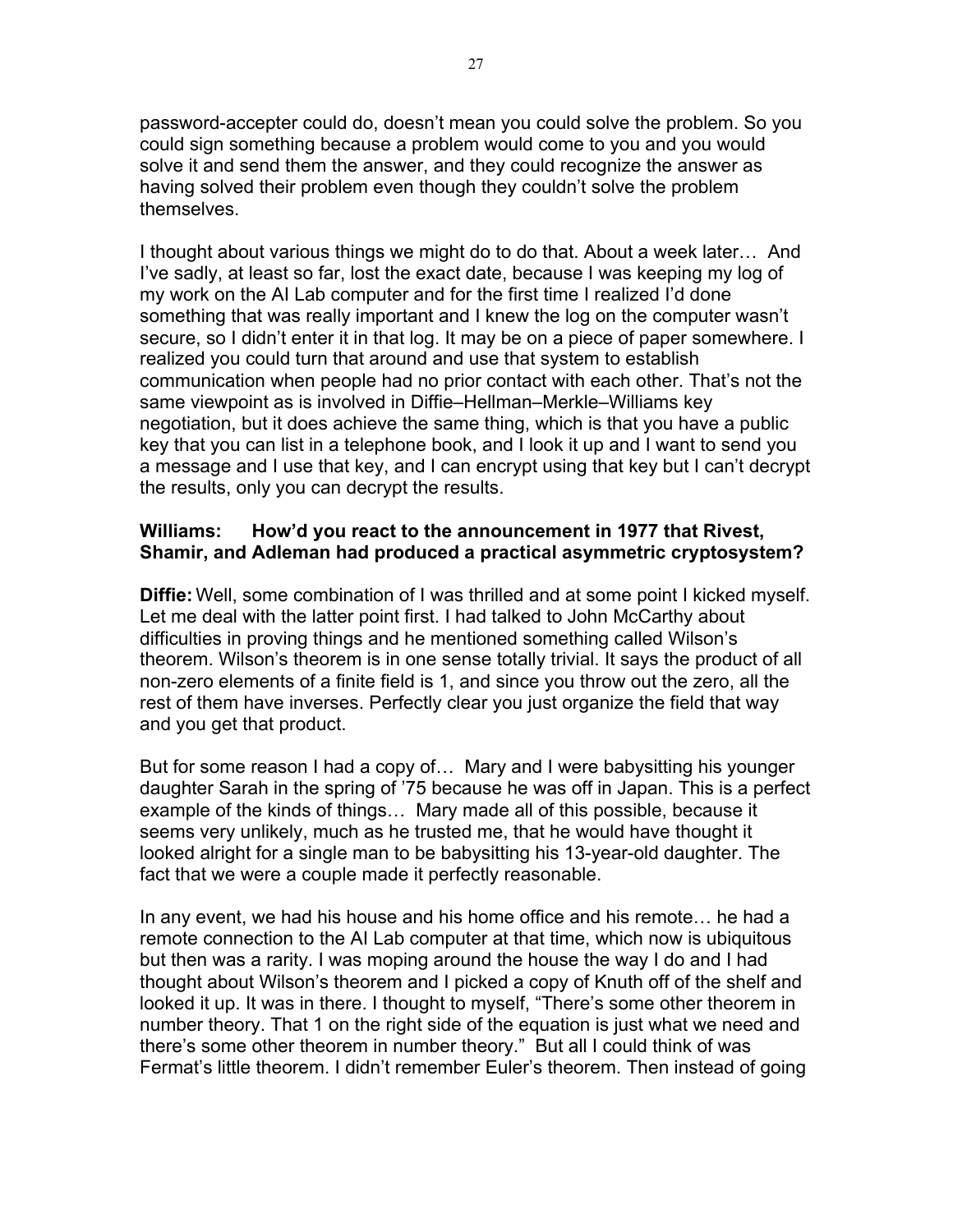password-accepter could do, doesn't mean you could solve the problem. So you could sign something because a problem would come to you and you would solve it and send them the answer, and they could recognize the answer as having solved their problem even though they couldn't solve the problem themselves.

I thought about various things we might do to do that. About a week later… And I've sadly, at least so far, lost the exact date, because I was keeping my log of my work on the AI Lab computer and for the first time I realized I'd done something that was really important and I knew the log on the computer wasn't secure, so I didn't enter it in that log. It may be on a piece of paper somewhere. I realized you could turn that around and use that system to establish communication when people had no prior contact with each other. That's not the same viewpoint as is involved in Diffie–Hellman–Merkle–Williams key negotiation, but it does achieve the same thing, which is that you have a public key that you can list in a telephone book, and I look it up and I want to send you a message and I use that key, and I can encrypt using that key but I can't decrypt the results, only you can decrypt the results.

**Williams: How'd you react to the announcement in 1977 that Rivest, Shamir, and Adleman had produced a practical asymmetric cryptosystem?**

**Diffie:** Well, some combination of I was thrilled and at some point I kicked myself. Let me deal with the latter point first. I had talked to John McCarthy about difficulties in proving things and he mentioned something called Wilson's theorem. Wilson's theorem is in one sense totally trivial. It says the product of all non-zero elements of a finite field is 1, and since you throw out the zero, all the rest of them have inverses. Perfectly clear you just organize the field that way and you get that product.

But for some reason I had a copy of… Mary and I were babysitting his younger daughter Sarah in the spring of '75 because he was off in Japan. This is a perfect example of the kinds of things… Mary made all of this possible, because it seems very unlikely, much as he trusted me, that he would have thought it looked alright for a single man to be babysitting his 13-year-old daughter. The fact that we were a couple made it perfectly reasonable.

In any event, we had his house and his home office and his remote… he had a remote connection to the AI Lab computer at that time, which now is ubiquitous but then was a rarity. I was moping around the house the way I do and I had thought about Wilson's theorem and I picked a copy of Knuth off of the shelf and looked it up. It was in there. I thought to myself, "There's some other theorem in number theory. That 1 on the right side of the equation is just what we need and there's some other theorem in number theory." But all I could think of was Fermat's little theorem. I didn't remember Euler's theorem. Then instead of going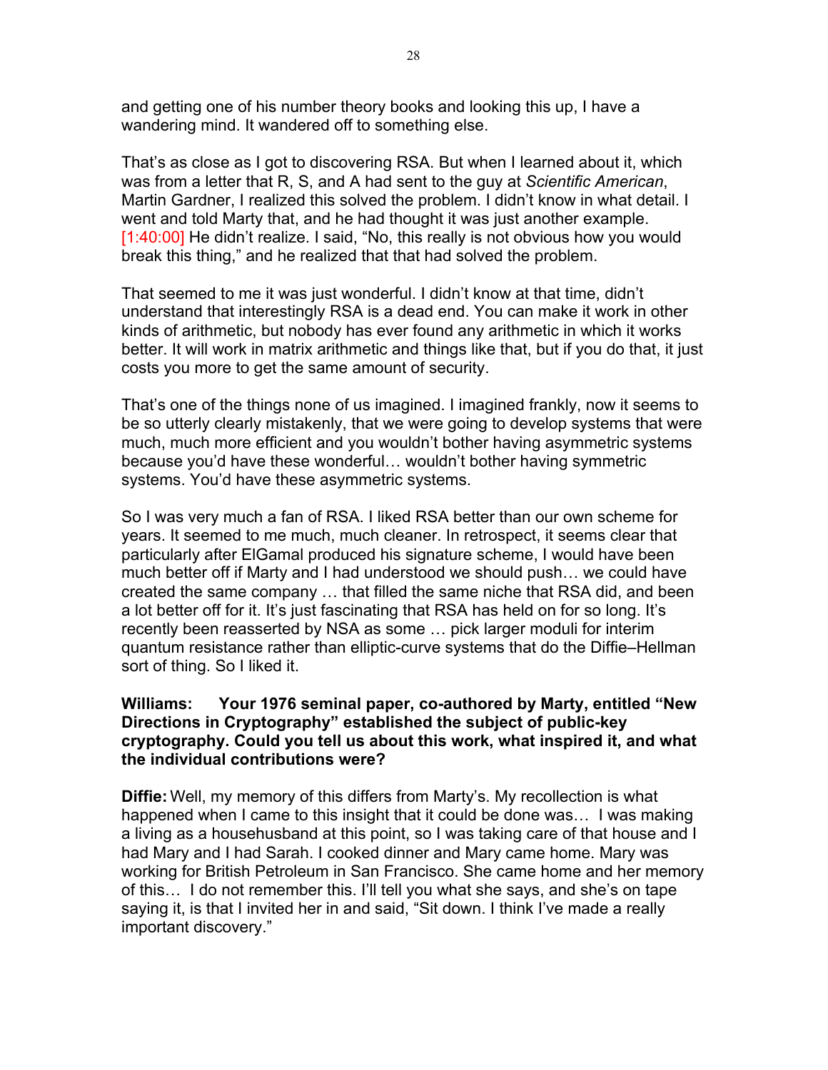and getting one of his number theory books and looking this up, I have a wandering mind. It wandered off to something else.

That's as close as I got to discovering RSA. But when I learned about it, which was from a letter that R, S, and A had sent to the guy at *Scientific American*, Martin Gardner, I realized this solved the problem. I didn't know in what detail. I went and told Marty that, and he had thought it was just another example. [1:40:00] He didn't realize. I said, "No, this really is not obvious how you would break this thing," and he realized that that had solved the problem.

That seemed to me it was just wonderful. I didn't know at that time, didn't understand that interestingly RSA is a dead end. You can make it work in other kinds of arithmetic, but nobody has ever found any arithmetic in which it works better. It will work in matrix arithmetic and things like that, but if you do that, it just costs you more to get the same amount of security.

That's one of the things none of us imagined. I imagined frankly, now it seems to be so utterly clearly mistakenly, that we were going to develop systems that were much, much more efficient and you wouldn't bother having asymmetric systems because you'd have these wonderful… wouldn't bother having symmetric systems. You'd have these asymmetric systems.

So I was very much a fan of RSA. I liked RSA better than our own scheme for years. It seemed to me much, much cleaner. In retrospect, it seems clear that particularly after ElGamal produced his signature scheme, I would have been much better off if Marty and I had understood we should push… we could have created the same company … that filled the same niche that RSA did, and been a lot better off for it. It's just fascinating that RSA has held on for so long. It's recently been reasserted by NSA as some … pick larger moduli for interim quantum resistance rather than elliptic-curve systems that do the Diffie–Hellman sort of thing. So I liked it.

**Williams: Your 1976 seminal paper, co-authored by Marty, entitled "New Directions in Cryptography" established the subject of public-key cryptography. Could you tell us about this work, what inspired it, and what the individual contributions were?**

**Diffie:** Well, my memory of this differs from Marty's. My recollection is what happened when I came to this insight that it could be done was… I was making a living as a househusband at this point, so I was taking care of that house and I had Mary and I had Sarah. I cooked dinner and Mary came home. Mary was working for British Petroleum in San Francisco. She came home and her memory of this… I do not remember this. I'll tell you what she says, and she's on tape saying it, is that I invited her in and said, "Sit down. I think I've made a really important discovery."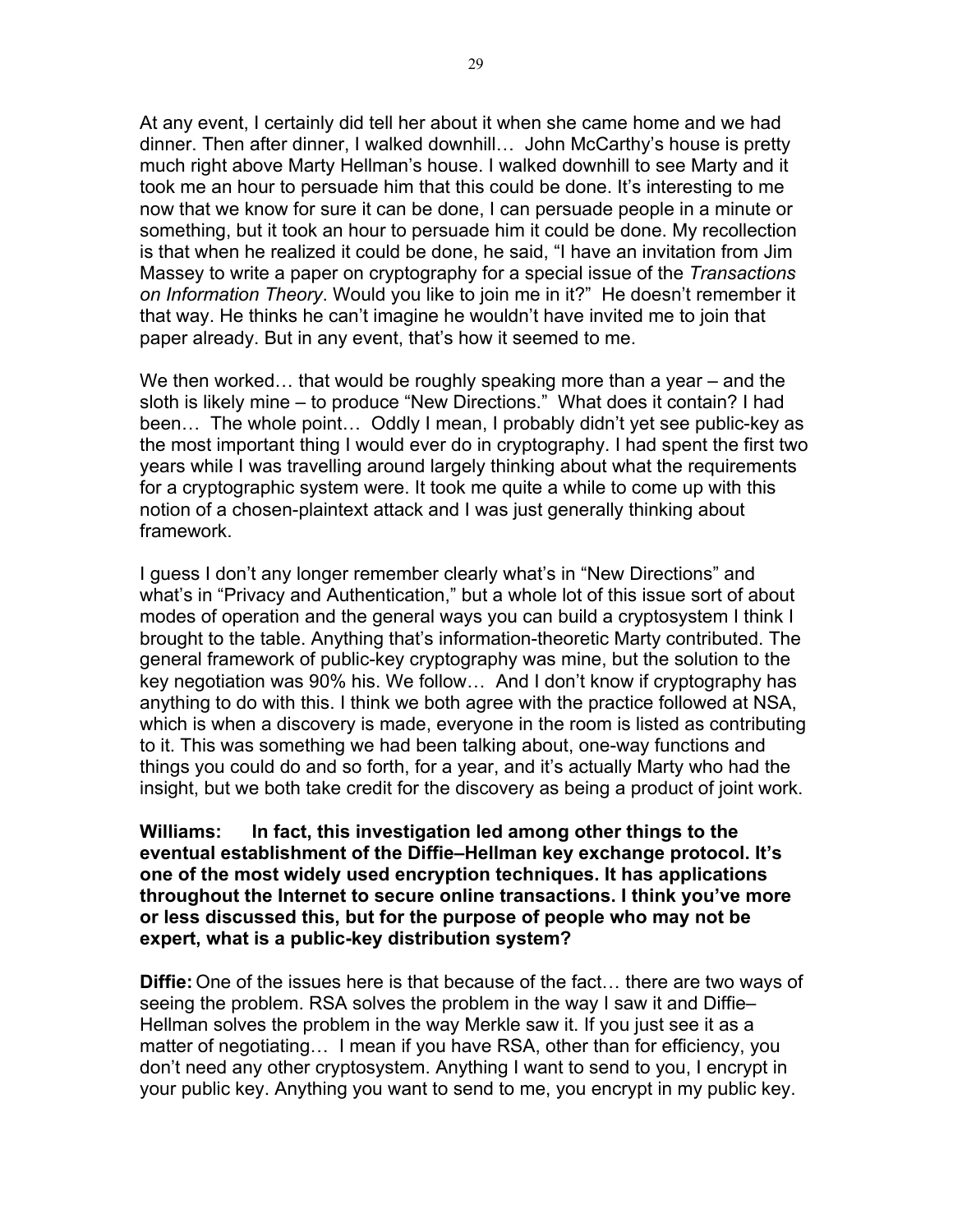At any event, I certainly did tell her about it when she came home and we had dinner. Then after dinner, I walked downhill… John McCarthy's house is pretty much right above Marty Hellman's house. I walked downhill to see Marty and it took me an hour to persuade him that this could be done. It's interesting to me now that we know for sure it can be done, I can persuade people in a minute or something, but it took an hour to persuade him it could be done. My recollection is that when he realized it could be done, he said, "I have an invitation from Jim Massey to write a paper on cryptography for a special issue of the *Transactions on Information Theory*. Would you like to join me in it?" He doesn't remember it that way. He thinks he can't imagine he wouldn't have invited me to join that paper already. But in any event, that's how it seemed to me.

We then worked… that would be roughly speaking more than a year – and the sloth is likely mine – to produce "New Directions." What does it contain? I had been… The whole point… Oddly I mean, I probably didn't yet see public-key as the most important thing I would ever do in cryptography. I had spent the first two years while I was travelling around largely thinking about what the requirements for a cryptographic system were. It took me quite a while to come up with this notion of a chosen-plaintext attack and I was just generally thinking about framework.

I guess I don't any longer remember clearly what's in "New Directions" and what's in "Privacy and Authentication," but a whole lot of this issue sort of about modes of operation and the general ways you can build a cryptosystem I think I brought to the table. Anything that's information-theoretic Marty contributed. The general framework of public-key cryptography was mine, but the solution to the key negotiation was 90% his. We follow… And I don't know if cryptography has anything to do with this. I think we both agree with the practice followed at NSA, which is when a discovery is made, everyone in the room is listed as contributing to it. This was something we had been talking about, one-way functions and things you could do and so forth, for a year, and it's actually Marty who had the insight, but we both take credit for the discovery as being a product of joint work.

**Williams: In fact, this investigation led among other things to the eventual establishment of the Diffie–Hellman key exchange protocol. It's one of the most widely used encryption techniques. It has applications throughout the Internet to secure online transactions. I think you've more or less discussed this, but for the purpose of people who may not be expert, what is a public-key distribution system?**

**Diffie:** One of the issues here is that because of the fact… there are two ways of seeing the problem. RSA solves the problem in the way I saw it and Diffie–Hellman solves the problem in the way Merkle saw it. If you just see it as a matter of negotiating… I mean if you have RSA, other than for efficiency, you don't need any other cryptosystem. Anything I want to send to you, I encrypt in your public key. Anything you want to send to me, you encrypt in my public key.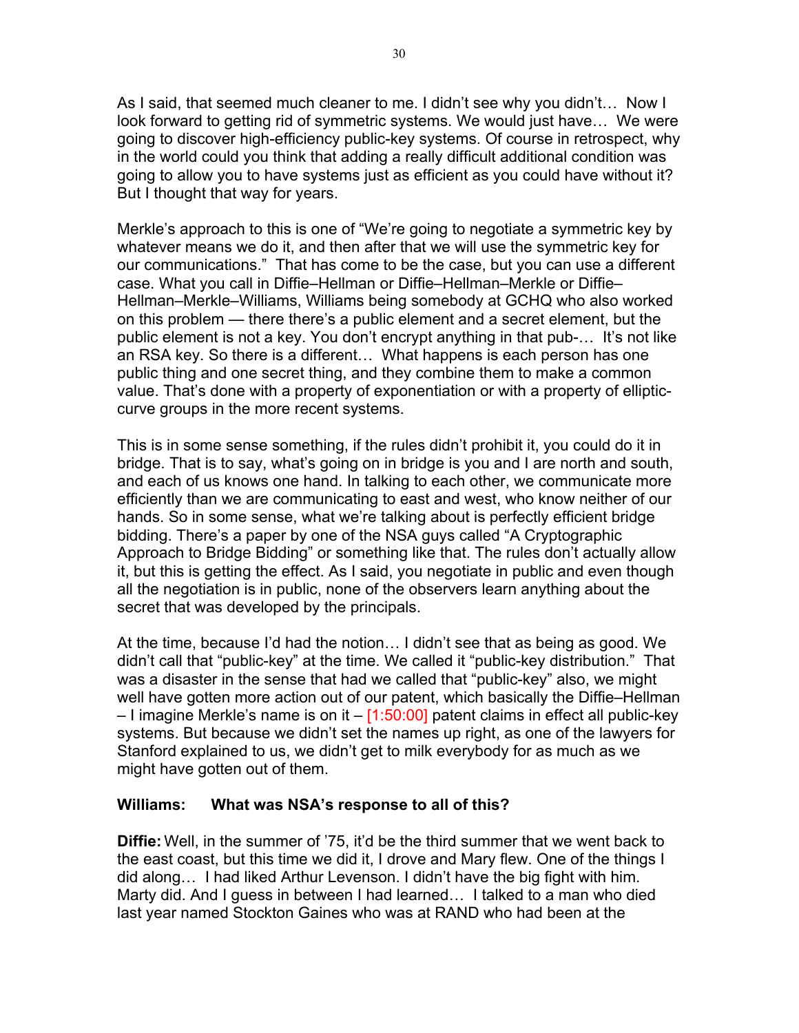As I said, that seemed much cleaner to me. I didn't see why you didn't… Now I look forward to getting rid of symmetric systems. We would just have… We were going to discover high-efficiency public-key systems. Of course in retrospect, why in the world could you think that adding a really difficult additional condition was going to allow you to have systems just as efficient as you could have without it? But I thought that way for years.

Merkle's approach to this is one of "We're going to negotiate a symmetric key by whatever means we do it, and then after that we will use the symmetric key for our communications." That has come to be the case, but you can use a different case. What you call in Diffie–Hellman or Diffie–Hellman–Merkle or Diffie–Hellman–Merkle–Williams, Williams being somebody at GCHQ who also worked on this problem — there there's a public element and a secret element, but the public element is not a key. You don't encrypt anything in that pub-… It's not like an RSA key. So there is a different… What happens is each person has one public thing and one secret thing, and they combine them to make a common value. That's done with a property of exponentiation or with a property of elliptic-curve groups in the more recent systems.

This is in some sense something, if the rules didn't prohibit it, you could do it in bridge. That is to say, what's going on in bridge is you and I are north and south, and each of us knows one hand. In talking to each other, we communicate more efficiently than we are communicating to east and west, who know neither of our hands. So in some sense, what we're talking about is perfectly efficient bridge bidding. There's a paper by one of the NSA guys called "A Cryptographic Approach to Bridge Bidding" or something like that. The rules don't actually allow it, but this is getting the effect. As I said, you negotiate in public and even though all the negotiation is in public, none of the observers learn anything about the secret that was developed by the principals.

At the time, because I'd had the notion… I didn't see that as being as good. We didn't call that "public-key" at the time. We called it "public-key distribution." That was a disaster in the sense that had we called that "public-key" also, we might well have gotten more action out of our patent, which basically the Diffie–Hellman – I imagine Merkle's name is on it – [1:50:00] patent claims in effect all public-key systems. But because we didn't set the names up right, as one of the lawyers for Stanford explained to us, we didn't get to milk everybody for as much as we might have gotten out of them.

**Williams: What was NSA's response to all of this?**

**Diffie:** Well, in the summer of '75, it'd be the third summer that we went back to the east coast, but this time we did it, I drove and Mary flew. One of the things I did along… I had liked Arthur Levenson. I didn't have the big fight with him. Marty did. And I guess in between I had learned… I talked to a man who died last year named Stockton Gaines who was at RAND who had been at the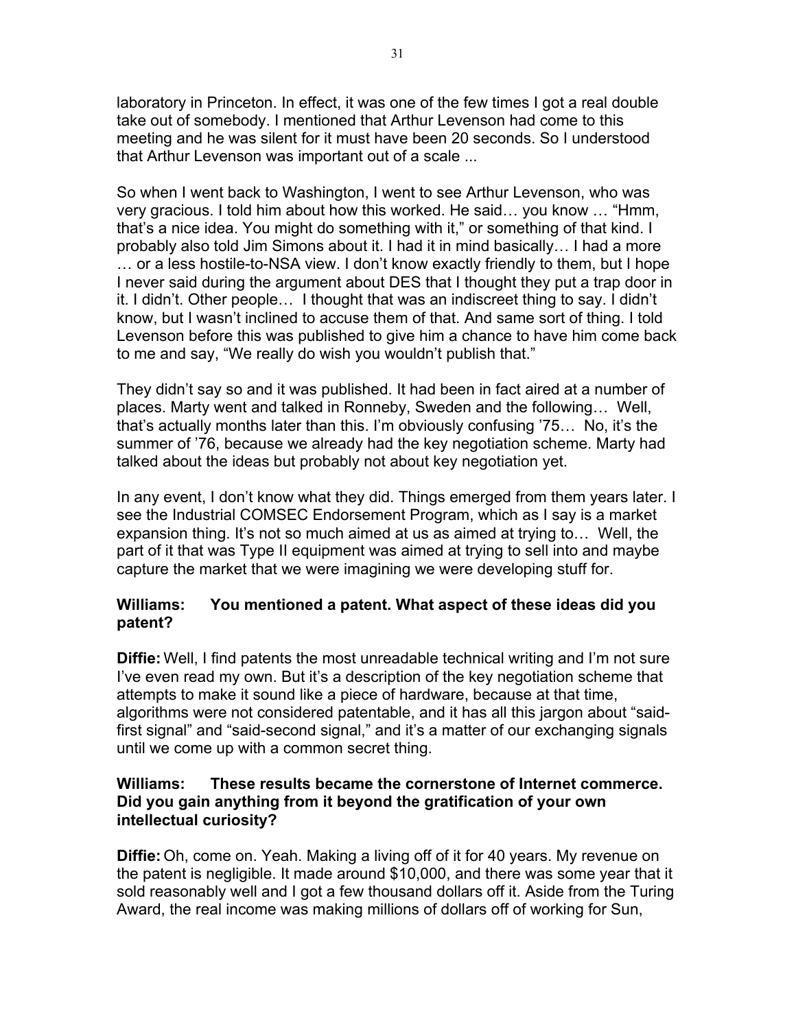laboratory in Princeton. In effect, it was one of the few times I got a real double take out of somebody. I mentioned that Arthur Levenson had come to this meeting and he was silent for it must have been 20 seconds. So I understood that Arthur Levenson was important out of a scale ...

So when I went back to Washington, I went to see Arthur Levenson, who was very gracious. I told him about how this worked. He said… you know … "Hmm, that's a nice idea. You might do something with it," or something of that kind. I probably also told Jim Simons about it. I had it in mind basically… I had a more … or a less hostile-to-NSA view. I don't know exactly friendly to them, but I hope I never said during the argument about DES that I thought they put a trap door in it. I didn't. Other people… I thought that was an indiscreet thing to say. I didn't know, but I wasn't inclined to accuse them of that. And same sort of thing. I told Levenson before this was published to give him a chance to have him come back to me and say, "We really do wish you wouldn't publish that."

They didn't say so and it was published. It had been in fact aired at a number of places. Marty went and talked in Ronneby, Sweden and the following… Well, that's actually months later than this. I'm obviously confusing '75… No, it's the summer of '76, because we already had the key negotiation scheme. Marty had talked about the ideas but probably not about key negotiation yet.

In any event, I don't know what they did. Things emerged from them years later. I see the Industrial COMSEC Endorsement Program, which as I say is a market expansion thing. It's not so much aimed at us as aimed at trying to… Well, the part of it that was Type II equipment was aimed at trying to sell into and maybe capture the market that we were imagining we were developing stuff for.

**Williams: You mentioned a patent. What aspect of these ideas did you patent?**

**Diffie:** Well, I find patents the most unreadable technical writing and I'm not sure I've even read my own. But it's a description of the key negotiation scheme that attempts to make it sound like a piece of hardware, because at that time, algorithms were not considered patentable, and it has all this jargon about "said-first signal" and "said-second signal," and it's a matter of our exchanging signals until we come up with a common secret thing.

**Williams: These results became the cornerstone of Internet commerce. Did you gain anything from it beyond the gratification of your own intellectual curiosity?**

**Diffie:** Oh, come on. Yeah. Making a living off of it for 40 years. My revenue on the patent is negligible. It made around $10,000, and there was some year that it sold reasonably well and I got a few thousand dollars off it. Aside from the Turing Award, the real income was making millions of dollars off of working for Sun,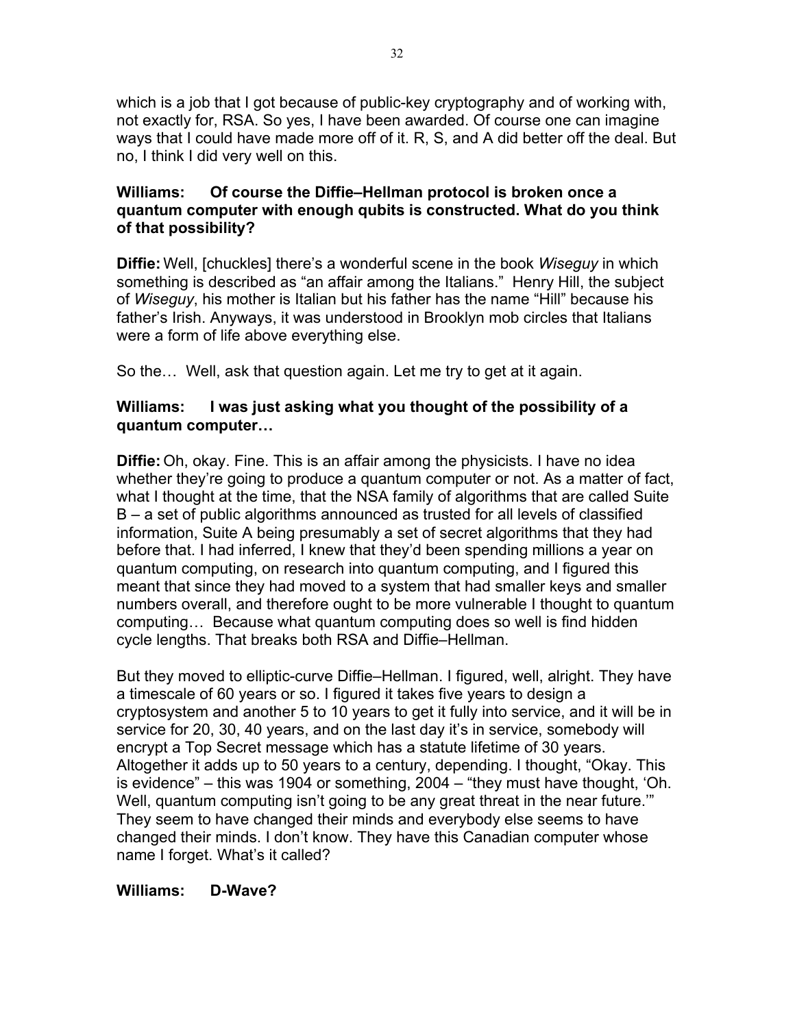which is a job that I got because of public-key cryptography and of working with, not exactly for, RSA. So yes, I have been awarded. Of course one can imagine ways that I could have made more off of it. R, S, and A did better off the deal. But no, I think I did very well on this.

**Williams: Of course the Diffie–Hellman protocol is broken once a quantum computer with enough qubits is constructed. What do you think of that possibility?**

**Diffie:** Well, [chuckles] there's a wonderful scene in the book *Wiseguy* in which something is described as "an affair among the Italians." Henry Hill, the subject of *Wiseguy*, his mother is Italian but his father has the name "Hill" because his father's Irish. Anyways, it was understood in Brooklyn mob circles that Italians were a form of life above everything else.

So the… Well, ask that question again. Let me try to get at it again.

**Williams: I was just asking what you thought of the possibility of a quantum computer…**

**Diffie:** Oh, okay. Fine. This is an affair among the physicists. I have no idea whether they're going to produce a quantum computer or not. As a matter of fact, what I thought at the time, that the NSA family of algorithms that are called Suite B – a set of public algorithms announced as trusted for all levels of classified information, Suite A being presumably a set of secret algorithms that they had before that. I had inferred, I knew that they'd been spending millions a year on quantum computing, on research into quantum computing, and I figured this meant that since they had moved to a system that had smaller keys and smaller numbers overall, and therefore ought to be more vulnerable I thought to quantum computing… Because what quantum computing does so well is find hidden cycle lengths. That breaks both RSA and Diffie–Hellman.

But they moved to elliptic-curve Diffie–Hellman. I figured, well, alright. They have a timescale of 60 years or so. I figured it takes five years to design a cryptosystem and another 5 to 10 years to get it fully into service, and it will be in service for 20, 30, 40 years, and on the last day it's in service, somebody will encrypt a Top Secret message which has a statute lifetime of 30 years. Altogether it adds up to 50 years to a century, depending. I thought, "Okay. This is evidence" – this was 1904 or something, 2004 – "they must have thought, 'Oh. Well, quantum computing isn't going to be any great threat in the near future.'" They seem to have changed their minds and everybody else seems to have changed their minds. I don't know. They have this Canadian computer whose name I forget. What's it called?

**Williams: D-Wave?**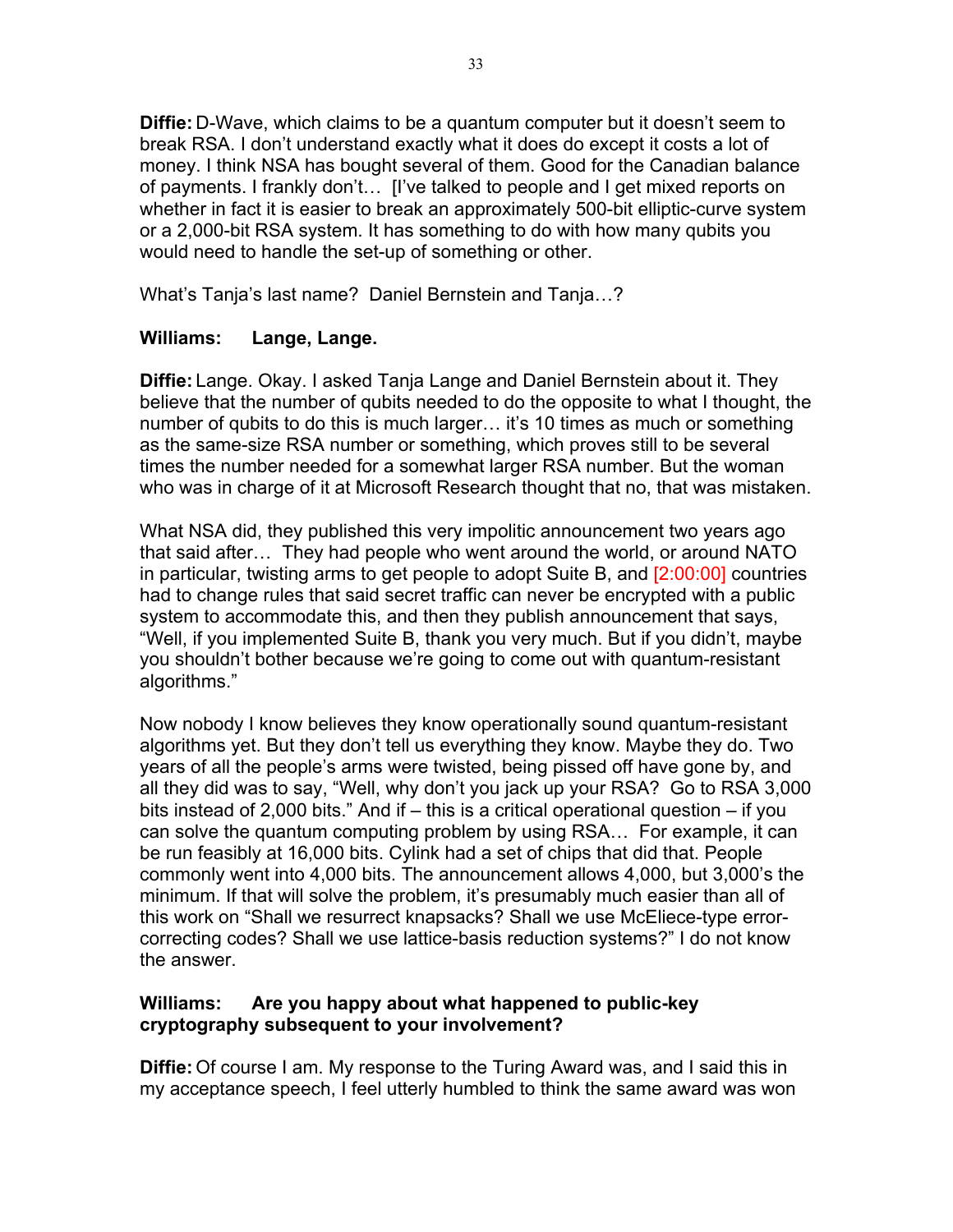**Diffie:** D-Wave, which claims to be a quantum computer but it doesn't seem to break RSA. I don't understand exactly what it does do except it costs a lot of money. I think NSA has bought several of them. Good for the Canadian balance of payments. I frankly don't… [I've talked to people and I get mixed reports on whether in fact it is easier to break an approximately 500-bit elliptic-curve system or a 2,000-bit RSA system. It has something to do with how many qubits you would need to handle the set-up of something or other.

What's Tanja's last name? Daniel Bernstein and Tanja…?

**Williams: Lange, Lange.**

**Diffie:** Lange. Okay. I asked Tanja Lange and Daniel Bernstein about it. They believe that the number of qubits needed to do the opposite to what I thought, the number of qubits to do this is much larger… it's 10 times as much or something as the same-size RSA number or something, which proves still to be several times the number needed for a somewhat larger RSA number. But the woman who was in charge of it at Microsoft Research thought that no, that was mistaken.

What NSA did, they published this very impolitic announcement two years ago that said after… They had people who went around the world, or around NATO in particular, twisting arms to get people to adopt Suite B, and [2:00:00] countries had to change rules that said secret traffic can never be encrypted with a public system to accommodate this, and then they publish announcement that says, "Well, if you implemented Suite B, thank you very much. But if you didn't, maybe you shouldn't bother because we're going to come out with quantum-resistant algorithms."

Now nobody I know believes they know operationally sound quantum-resistant algorithms yet. But they don't tell us everything they know. Maybe they do. Two years of all the people's arms were twisted, being pissed off have gone by, and all they did was to say, "Well, why don't you jack up your RSA? Go to RSA 3,000 bits instead of 2,000 bits." And if – this is a critical operational question – if you can solve the quantum computing problem by using RSA… For example, it can be run feasibly at 16,000 bits. Cylink had a set of chips that did that. People commonly went into 4,000 bits. The announcement allows 4,000, but 3,000's the minimum. If that will solve the problem, it's presumably much easier than all of this work on "Shall we resurrect knapsacks? Shall we use McEliece-type error-correcting codes? Shall we use lattice-basis reduction systems?" I do not know the answer.

**Williams: Are you happy about what happened to public-key cryptography subsequent to your involvement?**

**Diffie:** Of course I am. My response to the Turing Award was, and I said this in my acceptance speech, I feel utterly humbled to think the same award was won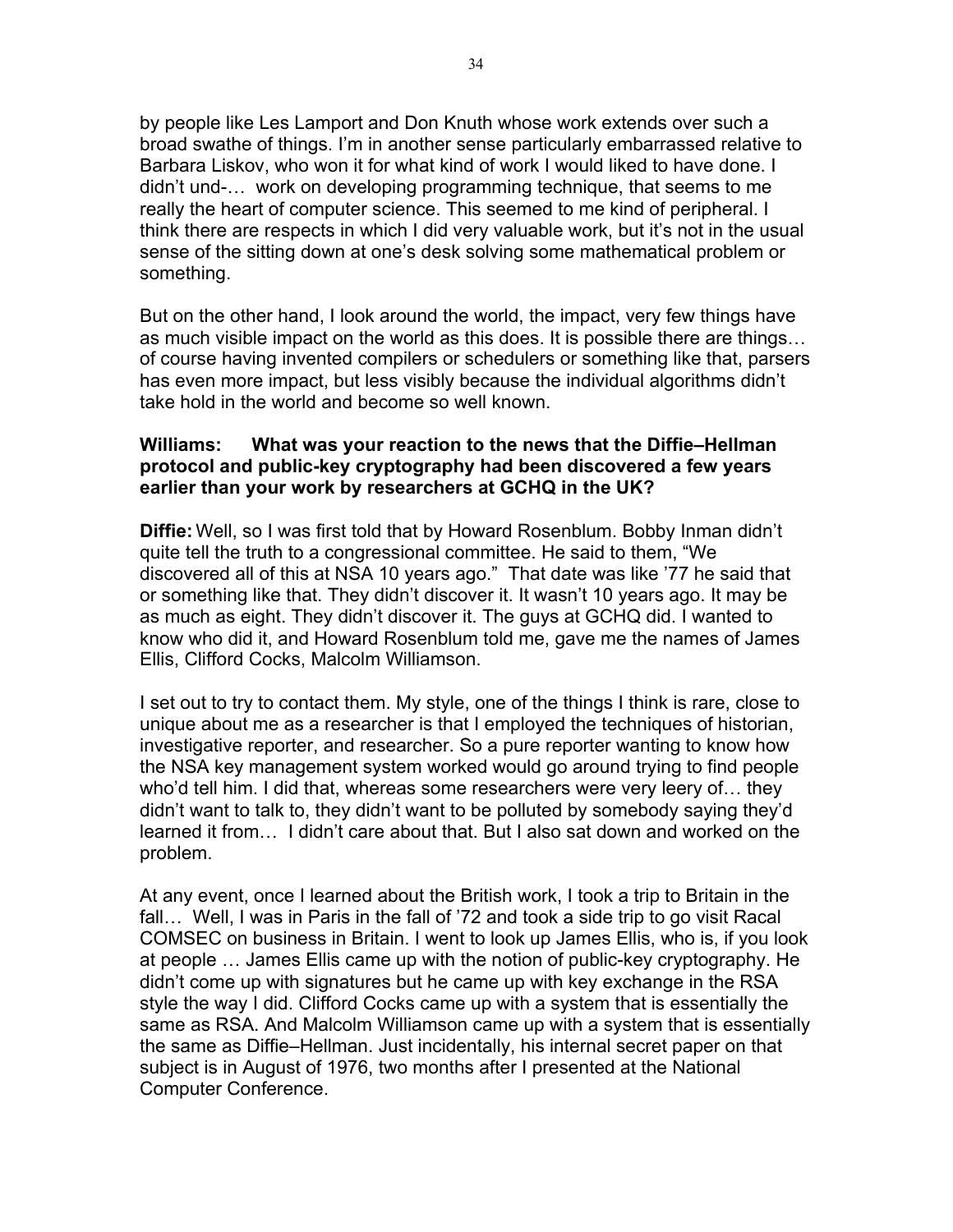by people like Les Lamport and Don Knuth whose work extends over such a broad swathe of things. I'm in another sense particularly embarrassed relative to Barbara Liskov, who won it for what kind of work I would liked to have done. I didn't und-… work on developing programming technique, that seems to me really the heart of computer science. This seemed to me kind of peripheral. I think there are respects in which I did very valuable work, but it's not in the usual sense of the sitting down at one's desk solving some mathematical problem or something.

But on the other hand, I look around the world, the impact, very few things have as much visible impact on the world as this does. It is possible there are things… of course having invented compilers or schedulers or something like that, parsers has even more impact, but less visibly because the individual algorithms didn't take hold in the world and become so well known.

**Williams: What was your reaction to the news that the Diffie–Hellman protocol and public-key cryptography had been discovered a few years earlier than your work by researchers at GCHQ in the UK?**

**Diffie:** Well, so I was first told that by Howard Rosenblum. Bobby Inman didn't quite tell the truth to a congressional committee. He said to them, "We discovered all of this at NSA 10 years ago." That date was like '77 he said that or something like that. They didn't discover it. It wasn't 10 years ago. It may be as much as eight. They didn't discover it. The guys at GCHQ did. I wanted to know who did it, and Howard Rosenblum told me, gave me the names of James Ellis, Clifford Cocks, Malcolm Williamson.

I set out to try to contact them. My style, one of the things I think is rare, close to unique about me as a researcher is that I employed the techniques of historian, investigative reporter, and researcher. So a pure reporter wanting to know how the NSA key management system worked would go around trying to find people who'd tell him. I did that, whereas some researchers were very leery of… they didn't want to talk to, they didn't want to be polluted by somebody saying they'd learned it from… I didn't care about that. But I also sat down and worked on the problem.

At any event, once I learned about the British work, I took a trip to Britain in the fall… Well, I was in Paris in the fall of '72 and took a side trip to go visit Racal COMSEC on business in Britain. I went to look up James Ellis, who is, if you look at people … James Ellis came up with the notion of public-key cryptography. He didn't come up with signatures but he came up with key exchange in the RSA style the way I did. Clifford Cocks came up with a system that is essentially the same as RSA. And Malcolm Williamson came up with a system that is essentially the same as Diffie–Hellman. Just incidentally, his internal secret paper on that subject is in August of 1976, two months after I presented at the National Computer Conference.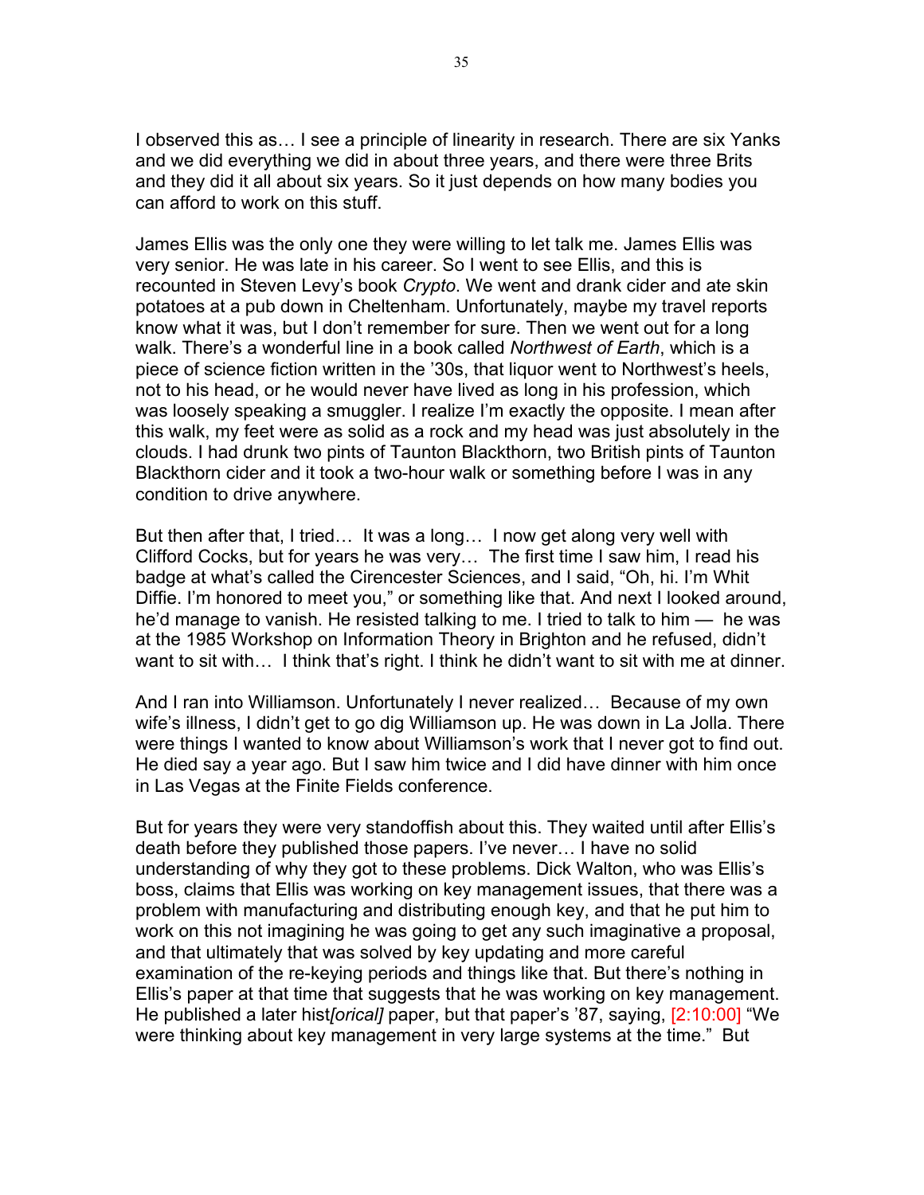I observed this as… I see a principle of linearity in research. There are six Yanks and we did everything we did in about three years, and there were three Brits and they did it all about six years. So it just depends on how many bodies you can afford to work on this stuff.

James Ellis was the only one they were willing to let talk me. James Ellis was very senior. He was late in his career. So I went to see Ellis, and this is recounted in Steven Levy's book *Crypto*. We went and drank cider and ate skin potatoes at a pub down in Cheltenham. Unfortunately, maybe my travel reports know what it was, but I don't remember for sure. Then we went out for a long walk. There's a wonderful line in a book called *Northwest of Earth*, which is a piece of science fiction written in the '30s, that liquor went to Northwest's heels, not to his head, or he would never have lived as long in his profession, which was loosely speaking a smuggler. I realize I'm exactly the opposite. I mean after this walk, my feet were as solid as a rock and my head was just absolutely in the clouds. I had drunk two pints of Taunton Blackthorn, two British pints of Taunton Blackthorn cider and it took a two-hour walk or something before I was in any condition to drive anywhere.

But then after that, I tried… It was a long… I now get along very well with Clifford Cocks, but for years he was very… The first time I saw him, I read his badge at what's called the Cirencester Sciences, and I said, "Oh, hi. I'm Whit Diffie. I'm honored to meet you," or something like that. And next I looked around, he'd manage to vanish. He resisted talking to me. I tried to talk to him — he was at the 1985 Workshop on Information Theory in Brighton and he refused, didn't want to sit with… I think that's right. I think he didn't want to sit with me at dinner.

And I ran into Williamson. Unfortunately I never realized… Because of my own wife's illness, I didn't get to go dig Williamson up. He was down in La Jolla. There were things I wanted to know about Williamson's work that I never got to find out. He died say a year ago. But I saw him twice and I did have dinner with him once in Las Vegas at the Finite Fields conference.

But for years they were very standoffish about this. They waited until after Ellis's death before they published those papers. I've never… I have no solid understanding of why they got to these problems. Dick Walton, who was Ellis's boss, claims that Ellis was working on key management issues, that there was a problem with manufacturing and distributing enough key, and that he put him to work on this not imagining he was going to get any such imaginative a proposal, and that ultimately that was solved by key updating and more careful examination of the re-keying periods and things like that. But there's nothing in Ellis's paper at that time that suggests that he was working on key management. He published a later hist*[orical]* paper, but that paper's '87, saying, [2:10:00] "We were thinking about key management in very large systems at the time." But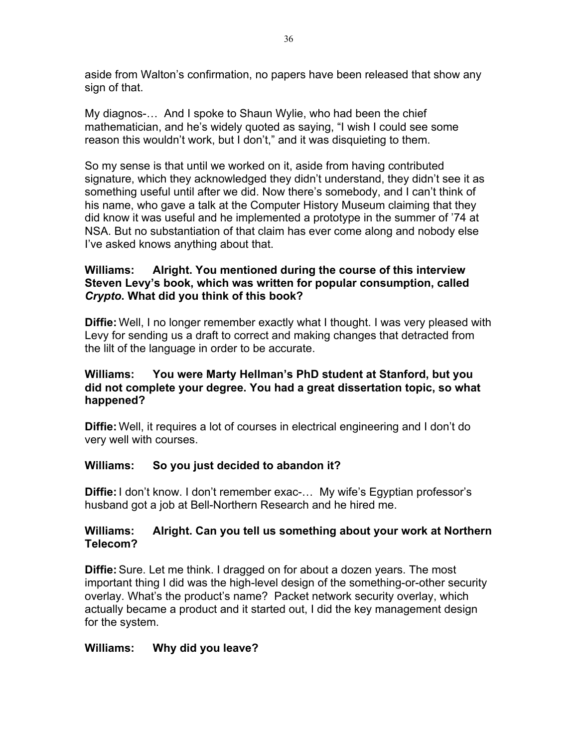aside from Walton's confirmation, no papers have been released that show any sign of that.

My diagnos-… And I spoke to Shaun Wylie, who had been the chief mathematician, and he's widely quoted as saying, "I wish I could see some reason this wouldn't work, but I don't," and it was disquieting to them.

So my sense is that until we worked on it, aside from having contributed signature, which they acknowledged they didn't understand, they didn't see it as something useful until after we did. Now there's somebody, and I can't think of his name, who gave a talk at the Computer History Museum claiming that they did know it was useful and he implemented a prototype in the summer of '74 at NSA. But no substantiation of that claim has ever come along and nobody else I've asked knows anything about that.

**Williams: Alright. You mentioned during the course of this interview Steven Levy's book, which was written for popular consumption, called *Crypto*. What did you think of this book?**

**Diffie:** Well, I no longer remember exactly what I thought. I was very pleased with Levy for sending us a draft to correct and making changes that detracted from the lilt of the language in order to be accurate.

**Williams: You were Marty Hellman's PhD student at Stanford, but you did not complete your degree. You had a great dissertation topic, so what happened?**

**Diffie:** Well, it requires a lot of courses in electrical engineering and I don't do very well with courses.

**Williams: So you just decided to abandon it?**

**Diffie:** I don't know. I don't remember exac-… My wife's Egyptian professor's husband got a job at Bell-Northern Research and he hired me.

**Williams: Alright. Can you tell us something about your work at Northern Telecom?**

**Diffie:** Sure. Let me think. I dragged on for about a dozen years. The most important thing I did was the high-level design of the something-or-other security overlay. What's the product's name? Packet network security overlay, which actually became a product and it started out, I did the key management design for the system.

**Williams: Why did you leave?**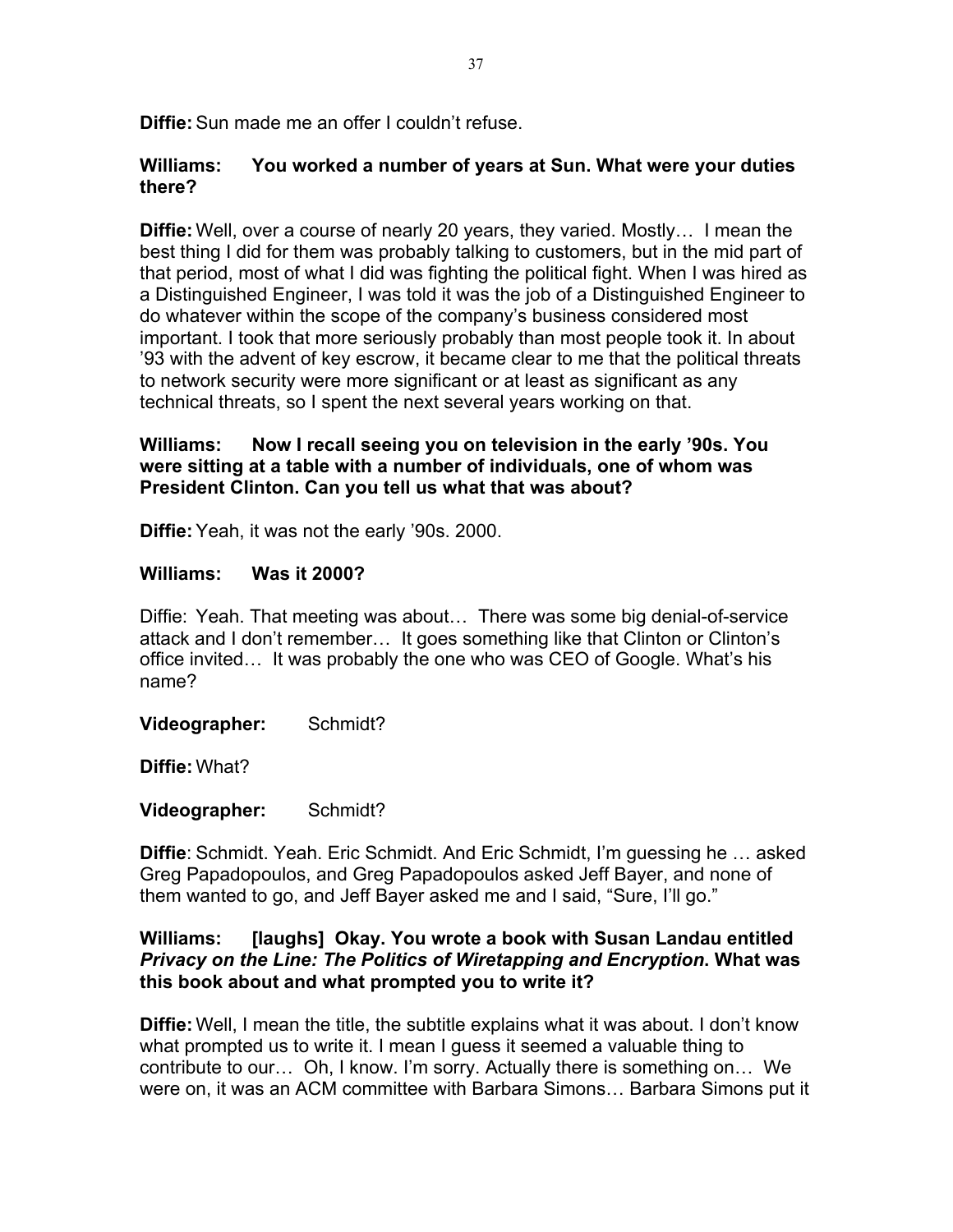**Diffie:** Sun made me an offer I couldn't refuse.

**Williams: You worked a number of years at Sun. What were your duties there?**

**Diffie:** Well, over a course of nearly 20 years, they varied. Mostly… I mean the best thing I did for them was probably talking to customers, but in the mid part of that period, most of what I did was fighting the political fight. When I was hired as a Distinguished Engineer, I was told it was the job of a Distinguished Engineer to do whatever within the scope of the company's business considered most important. I took that more seriously probably than most people took it. In about '93 with the advent of key escrow, it became clear to me that the political threats to network security were more significant or at least as significant as any technical threats, so I spent the next several years working on that.

**Williams: Now I recall seeing you on television in the early '90s. You were sitting at a table with a number of individuals, one of whom was President Clinton. Can you tell us what that was about?**

**Diffie:** Yeah, it was not the early '90s. 2000.

**Williams: Was it 2000?**

Diffie: Yeah. That meeting was about… There was some big denial-of-service attack and I don't remember… It goes something like that Clinton or Clinton's office invited… It was probably the one who was CEO of Google. What's his name?

**Videographer:** Schmidt?

**Diffie:** What?

**Videographer:** Schmidt?

**Diffie**: Schmidt. Yeah. Eric Schmidt. And Eric Schmidt, I'm guessing he … asked Greg Papadopoulos, and Greg Papadopoulos asked Jeff Bayer, and none of them wanted to go, and Jeff Bayer asked me and I said, "Sure, I'll go."

**Williams: [laughs] Okay. You wrote a book with Susan Landau entitled *Privacy on the Line: The Politics of Wiretapping and Encryption*. What was this book about and what prompted you to write it?**

**Diffie:** Well, I mean the title, the subtitle explains what it was about. I don't know what prompted us to write it. I mean I guess it seemed a valuable thing to contribute to our… Oh, I know. I'm sorry. Actually there is something on… We were on, it was an ACM committee with Barbara Simons… Barbara Simons put it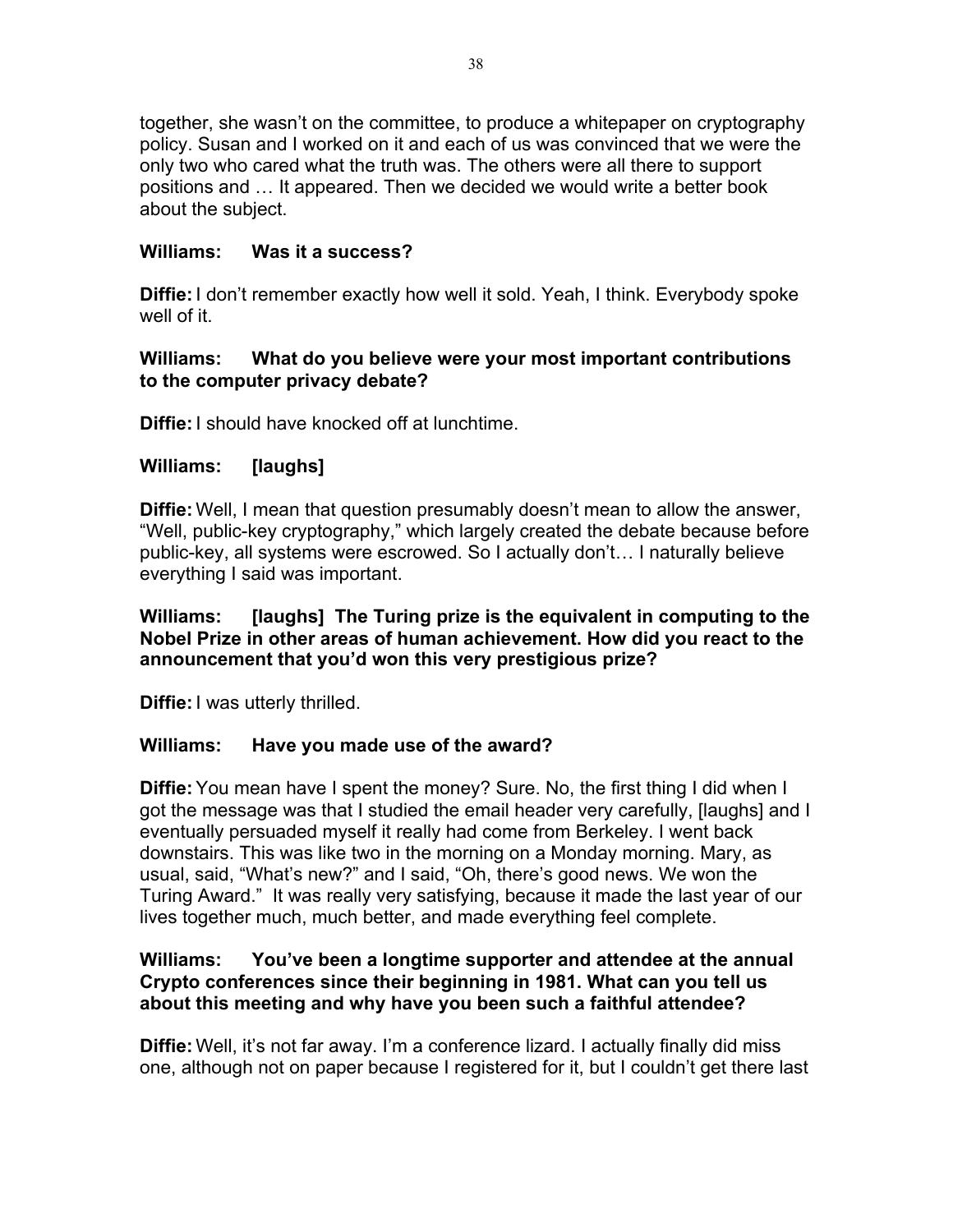together, she wasn't on the committee, to produce a whitepaper on cryptography policy. Susan and I worked on it and each of us was convinced that we were the only two who cared what the truth was. The others were all there to support positions and … It appeared. Then we decided we would write a better book about the subject.

**Williams: Was it a success?**

**Diffie:** I don't remember exactly how well it sold. Yeah, I think. Everybody spoke well of it.

**Williams: What do you believe were your most important contributions to the computer privacy debate?**

**Diffie:** I should have knocked off at lunchtime.

**Williams: [laughs]**

**Diffie:** Well, I mean that question presumably doesn't mean to allow the answer, "Well, public-key cryptography," which largely created the debate because before public-key, all systems were escrowed. So I actually don't… I naturally believe everything I said was important.

**Williams: [laughs] The Turing prize is the equivalent in computing to the Nobel Prize in other areas of human achievement. How did you react to the announcement that you'd won this very prestigious prize?**

**Diffie:** I was utterly thrilled.

**Williams: Have you made use of the award?**

**Diffie:** You mean have I spent the money? Sure. No, the first thing I did when I got the message was that I studied the email header very carefully, [laughs] and I eventually persuaded myself it really had come from Berkeley. I went back downstairs. This was like two in the morning on a Monday morning. Mary, as usual, said, "What's new?" and I said, "Oh, there's good news. We won the Turing Award." It was really very satisfying, because it made the last year of our lives together much, much better, and made everything feel complete.

**Williams: You've been a longtime supporter and attendee at the annual Crypto conferences since their beginning in 1981. What can you tell us about this meeting and why have you been such a faithful attendee?**

**Diffie:** Well, it's not far away. I'm a conference lizard. I actually finally did miss one, although not on paper because I registered for it, but I couldn't get there last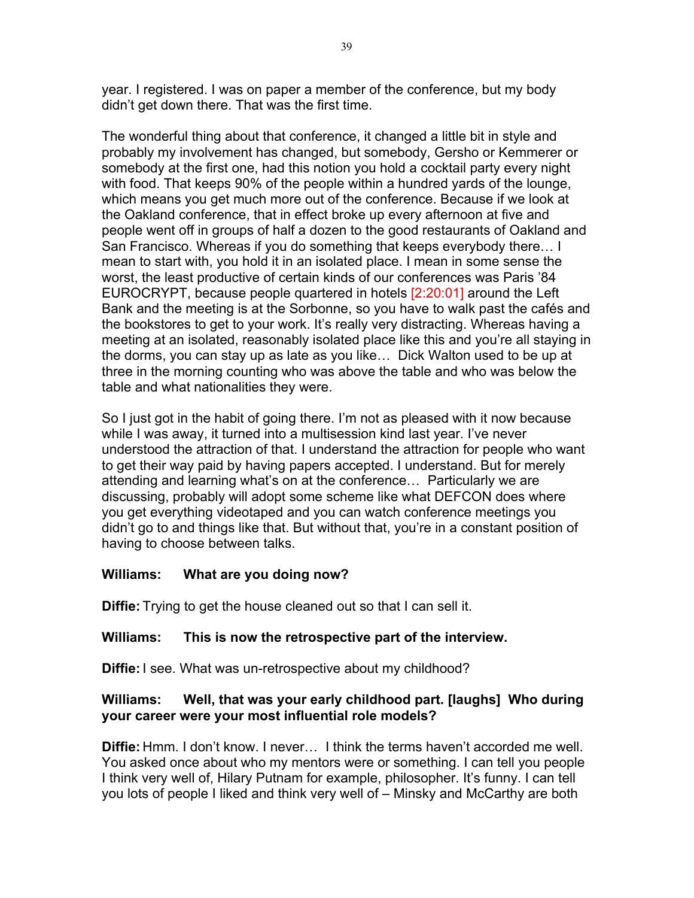year. I registered. I was on paper a member of the conference, but my body didn't get down there. That was the first time.

The wonderful thing about that conference, it changed a little bit in style and probably my involvement has changed, but somebody, Gersho or Kemmerer or somebody at the first one, had this notion you hold a cocktail party every night with food. That keeps 90% of the people within a hundred yards of the lounge, which means you get much more out of the conference. Because if we look at the Oakland conference, that in effect broke up every afternoon at five and people went off in groups of half a dozen to the good restaurants of Oakland and San Francisco. Whereas if you do something that keeps everybody there… I mean to start with, you hold it in an isolated place. I mean in some sense the worst, the least productive of certain kinds of our conferences was Paris '84 EUROCRYPT, because people quartered in hotels [2:20:01] around the Left Bank and the meeting is at the Sorbonne, so you have to walk past the cafés and the bookstores to get to your work. It's really very distracting. Whereas having a meeting at an isolated, reasonably isolated place like this and you're all staying in the dorms, you can stay up as late as you like… Dick Walton used to be up at three in the morning counting who was above the table and who was below the table and what nationalities they were.

So I just got in the habit of going there. I'm not as pleased with it now because while I was away, it turned into a multisession kind last year. I've never understood the attraction of that. I understand the attraction for people who want to get their way paid by having papers accepted. I understand. But for merely attending and learning what's on at the conference… Particularly we are discussing, probably will adopt some scheme like what DEFCON does where you get everything videotaped and you can watch conference meetings you didn't go to and things like that. But without that, you're in a constant position of having to choose between talks.

**Williams: What are you doing now?**

**Diffie:** Trying to get the house cleaned out so that I can sell it.

**Williams: This is now the retrospective part of the interview.**

**Diffie:** I see. What was un-retrospective about my childhood?

**Williams: Well, that was your early childhood part. [laughs] Who during your career were your most influential role models?**

**Diffie:** Hmm. I don't know. I never… I think the terms haven't accorded me well. You asked once about who my mentors were or something. I can tell you people I think very well of, Hilary Putnam for example, philosopher. It's funny. I can tell you lots of people I liked and think very well of – Minsky and McCarthy are both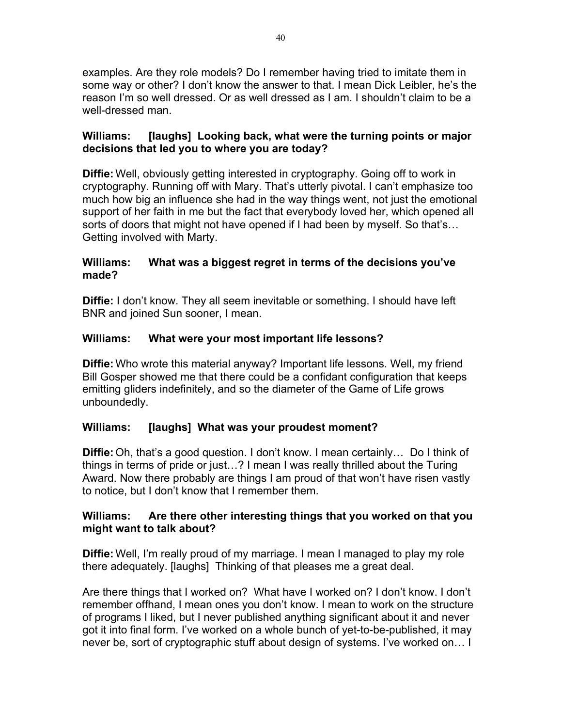examples. Are they role models? Do I remember having tried to imitate them in some way or other? I don't know the answer to that. I mean Dick Leibler, he's the reason I'm so well dressed. Or as well dressed as I am. I shouldn't claim to be a well-dressed man.

**Williams: [laughs] Looking back, what were the turning points or major decisions that led you to where you are today?**

**Diffie:** Well, obviously getting interested in cryptography. Going off to work in cryptography. Running off with Mary. That's utterly pivotal. I can't emphasize too much how big an influence she had in the way things went, not just the emotional support of her faith in me but the fact that everybody loved her, which opened all sorts of doors that might not have opened if I had been by myself. So that's… Getting involved with Marty.

**Williams: What was a biggest regret in terms of the decisions you've made?**

**Diffie:** I don't know. They all seem inevitable or something. I should have left BNR and joined Sun sooner, I mean.

**Williams: What were your most important life lessons?**

**Diffie:** Who wrote this material anyway? Important life lessons. Well, my friend Bill Gosper showed me that there could be a confidant configuration that keeps emitting gliders indefinitely, and so the diameter of the Game of Life grows unboundedly.

**Williams: [laughs] What was your proudest moment?**

**Diffie:** Oh, that's a good question. I don't know. I mean certainly… Do I think of things in terms of pride or just…? I mean I was really thrilled about the Turing Award. Now there probably are things I am proud of that won't have risen vastly to notice, but I don't know that I remember them.

**Williams: Are there other interesting things that you worked on that you might want to talk about?**

**Diffie:** Well, I'm really proud of my marriage. I mean I managed to play my role there adequately. [laughs] Thinking of that pleases me a great deal.

Are there things that I worked on? What have I worked on? I don't know. I don't remember offhand, I mean ones you don't know. I mean to work on the structure of programs I liked, but I never published anything significant about it and never got it into final form. I've worked on a whole bunch of yet-to-be-published, it may never be, sort of cryptographic stuff about design of systems. I've worked on… I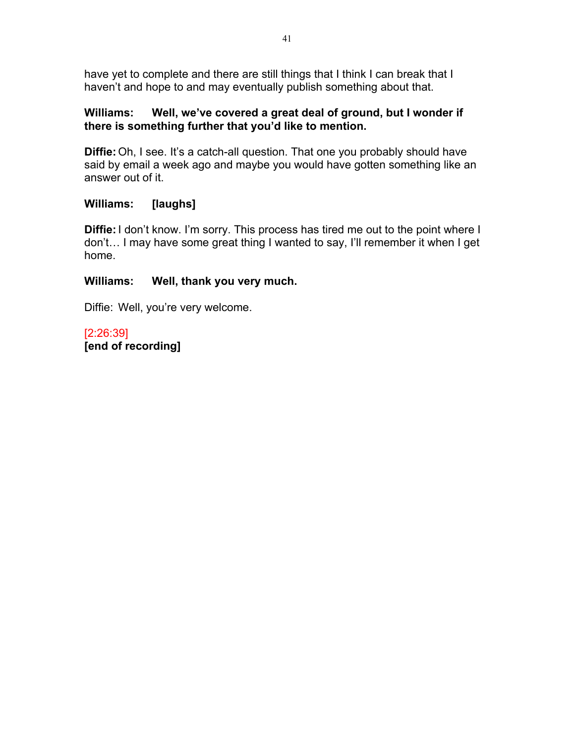have yet to complete and there are still things that I think I can break that I haven't and hope to and may eventually publish something about that.

**Williams: Well, we've covered a great deal of ground, but I wonder if there is something further that you'd like to mention.**

**Diffie:** Oh, I see. It's a catch-all question. That one you probably should have said by email a week ago and maybe you would have gotten something like an answer out of it.

**Williams: [laughs]**

**Diffie:** I don't know. I'm sorry. This process has tired me out to the point where I don't… I may have some great thing I wanted to say, I'll remember it when I get home.

**Williams: Well, thank you very much.**

Diffie: Well, you're very welcome.

[2:26:39]
**[end of recording]**